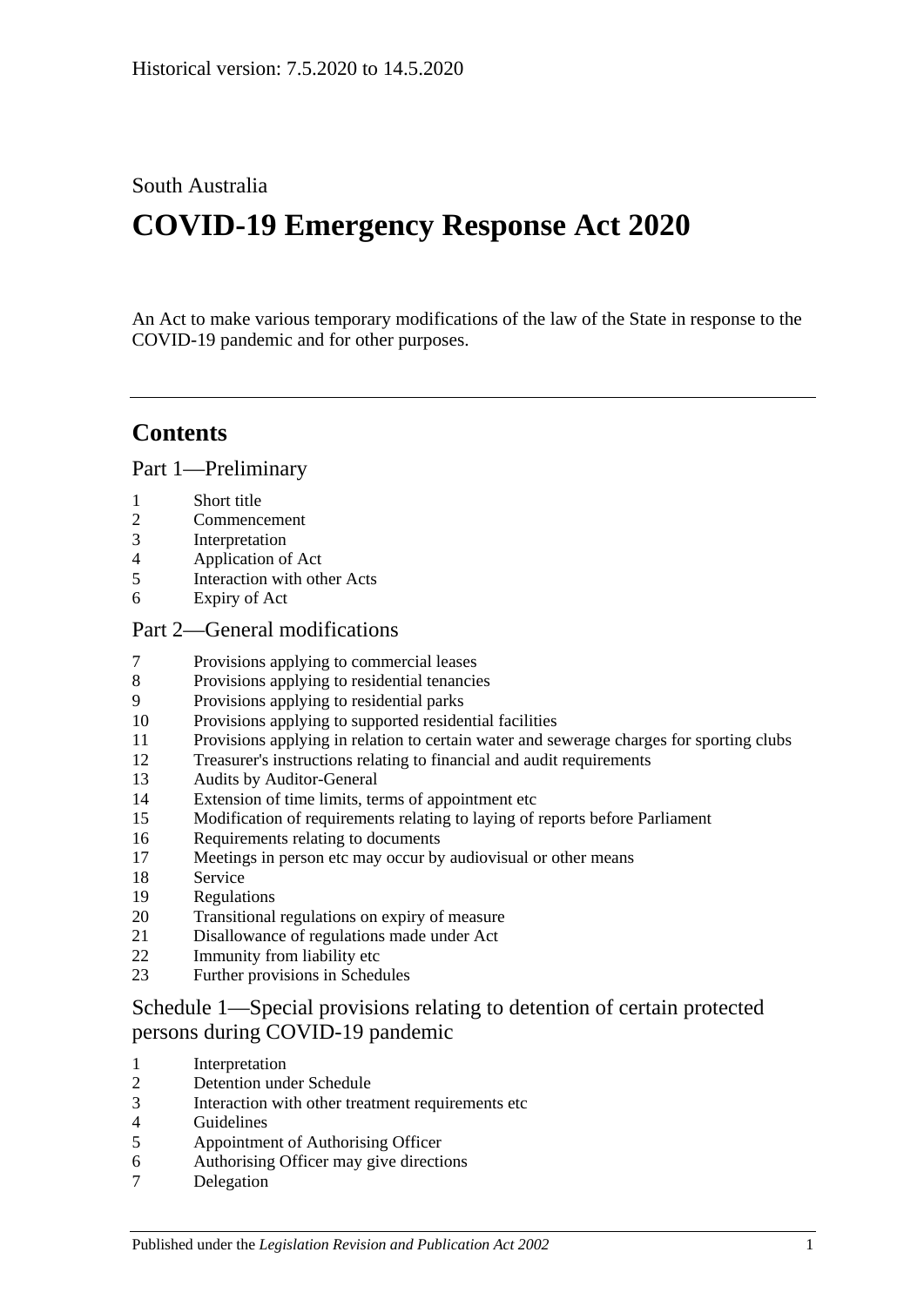Historical version: 7.5.2020 to 14.5.2020

South Australia

# COVID-19 Emergency Response Act 2020

An Act to make various temporary modifications of the law of the State in response to the COVID-19 pandemic and for other purposes.

## Contents

Part 1—Preliminary

1 Short title
2 Commencement
3 Interpretation
4 Application of Act
5 Interaction with other Acts
6 Expiry of Act

Part 2—General modifications

7 Provisions applying to commercial leases
8 Provisions applying to residential tenancies
9 Provisions applying to residential parks
10 Provisions applying to supported residential facilities
11 Provisions applying in relation to certain water and sewerage charges for sporting clubs
12 Treasurer's instructions relating to financial and audit requirements
13 Audits by Auditor-General
14 Extension of time limits, terms of appointment etc
15 Modification of requirements relating to laying of reports before Parliament
16 Requirements relating to documents
17 Meetings in person etc may occur by audiovisual or other means
18 Service
19 Regulations
20 Transitional regulations on expiry of measure
21 Disallowance of regulations made under Act
22 Immunity from liability etc
23 Further provisions in Schedules

Schedule 1—Special provisions relating to detention of certain protected persons during COVID-19 pandemic

1 Interpretation
2 Detention under Schedule
3 Interaction with other treatment requirements etc
4 Guidelines
5 Appointment of Authorising Officer
6 Authorising Officer may give directions
7 Delegation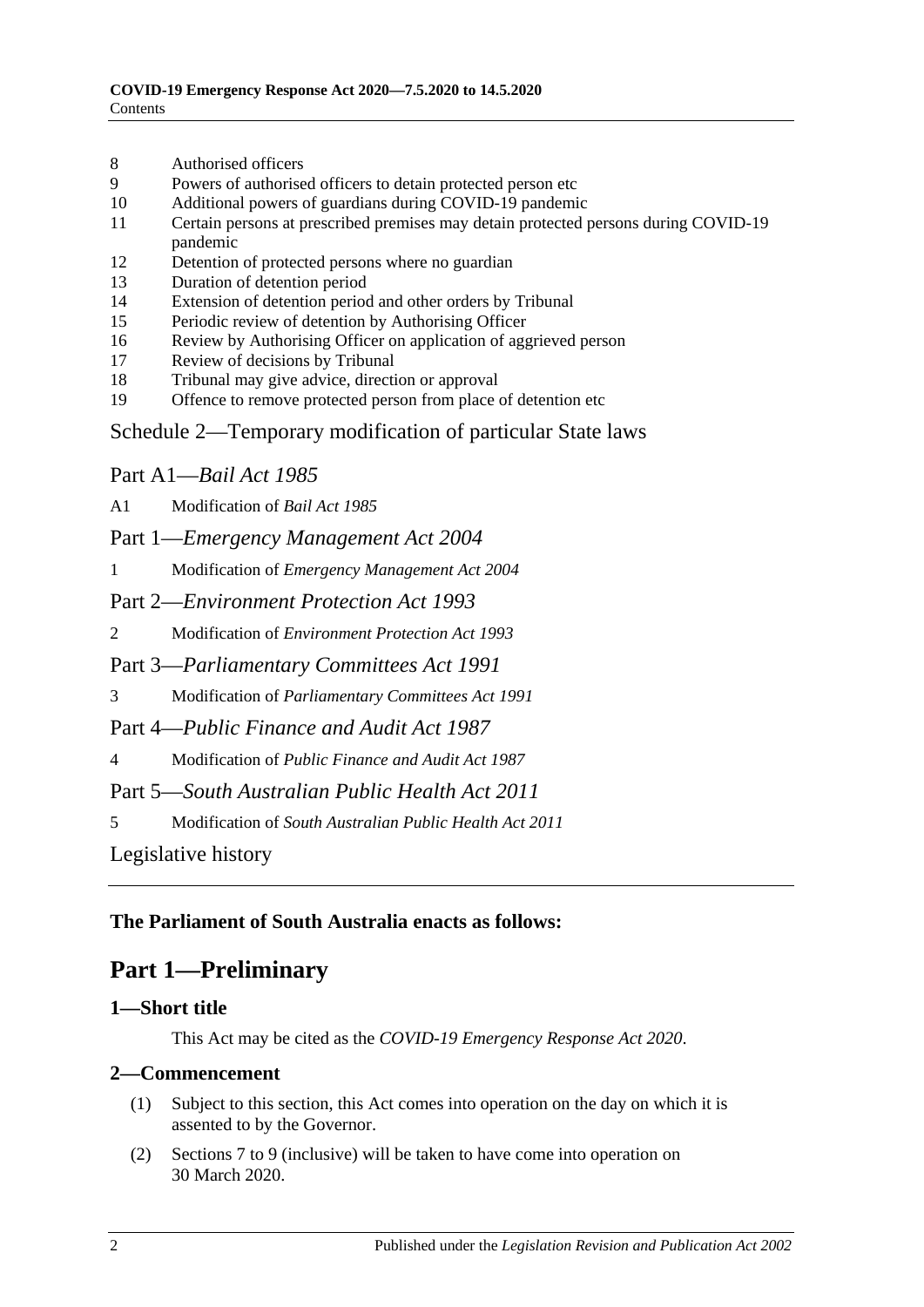8 Authorised officers
9 Powers of authorised officers to detain protected person etc
10 Additional powers of guardians during COVID-19 pandemic
11 Certain persons at prescribed premises may detain protected persons during COVID-19 pandemic
12 Detention of protected persons where no guardian
13 Duration of detention period
14 Extension of detention period and other orders by Tribunal
15 Periodic review of detention by Authorising Officer
16 Review by Authorising Officer on application of aggrieved person
17 Review of decisions by Tribunal
18 Tribunal may give advice, direction or approval
19 Offence to remove protected person from place of detention etc

Schedule 2—Temporary modification of particular State laws

Part A1—*Bail Act 1985*

A1 Modification of *Bail Act 1985*

Part 1—*Emergency Management Act 2004*

1 Modification of *Emergency Management Act 2004*

Part 2—*Environment Protection Act 1993*

2 Modification of *Environment Protection Act 1993*

Part 3—*Parliamentary Committees Act 1991*

3 Modification of *Parliamentary Committees Act 1991*

Part 4—*Public Finance and Audit Act 1987*

4 Modification of *Public Finance and Audit Act 1987*

Part 5—*South Australian Public Health Act 2011*

5 Modification of *South Australian Public Health Act 2011*

Legislative history

**The Parliament of South Australia enacts as follows:**

# Part 1—Preliminary

## 1—Short title

This Act may be cited as the *COVID-19 Emergency Response Act 2020*.

## 2—Commencement

(1) Subject to this section, this Act comes into operation on the day on which it is assented to by the Governor.

(2) Sections 7 to 9 (inclusive) will be taken to have come into operation on 30 March 2020.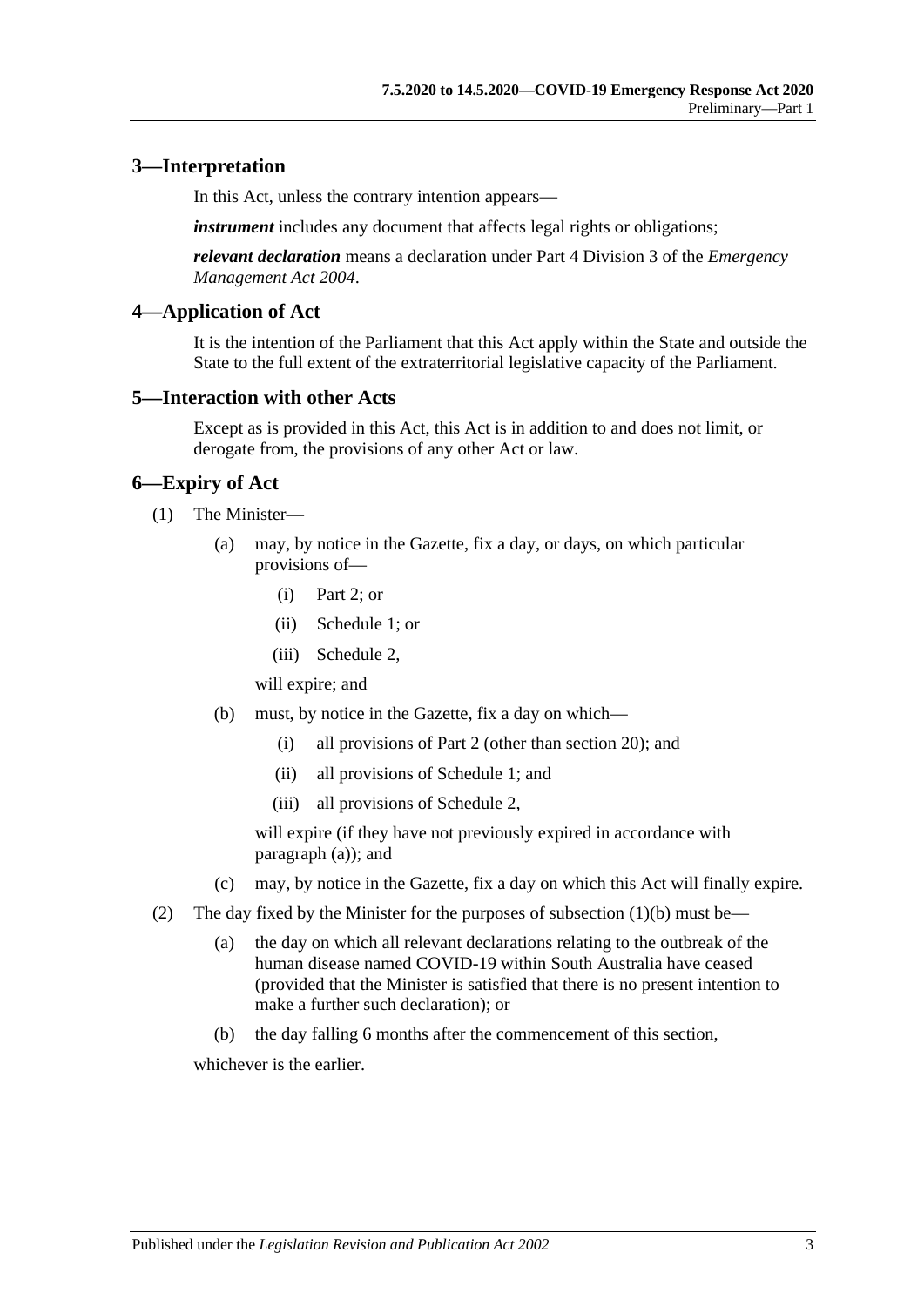## 3—Interpretation

In this Act, unless the contrary intention appears—

***instrument*** includes any document that affects legal rights or obligations;

***relevant declaration*** means a declaration under Part 4 Division 3 of the *Emergency Management Act 2004*.

## 4—Application of Act

It is the intention of the Parliament that this Act apply within the State and outside the State to the full extent of the extraterritorial legislative capacity of the Parliament.

## 5—Interaction with other Acts

Except as is provided in this Act, this Act is in addition to and does not limit, or derogate from, the provisions of any other Act or law.

## 6—Expiry of Act

(1) The Minister—

(a) may, by notice in the Gazette, fix a day, or days, on which particular provisions of—

(i) Part 2; or

(ii) Schedule 1; or

(iii) Schedule 2,

will expire; and

(b) must, by notice in the Gazette, fix a day on which—

(i) all provisions of Part 2 (other than section 20); and

(ii) all provisions of Schedule 1; and

(iii) all provisions of Schedule 2,

will expire (if they have not previously expired in accordance with paragraph (a)); and

(c) may, by notice in the Gazette, fix a day on which this Act will finally expire.

(2) The day fixed by the Minister for the purposes of subsection (1)(b) must be—

(a) the day on which all relevant declarations relating to the outbreak of the human disease named COVID-19 within South Australia have ceased (provided that the Minister is satisfied that there is no present intention to make a further such declaration); or

(b) the day falling 6 months after the commencement of this section,

whichever is the earlier.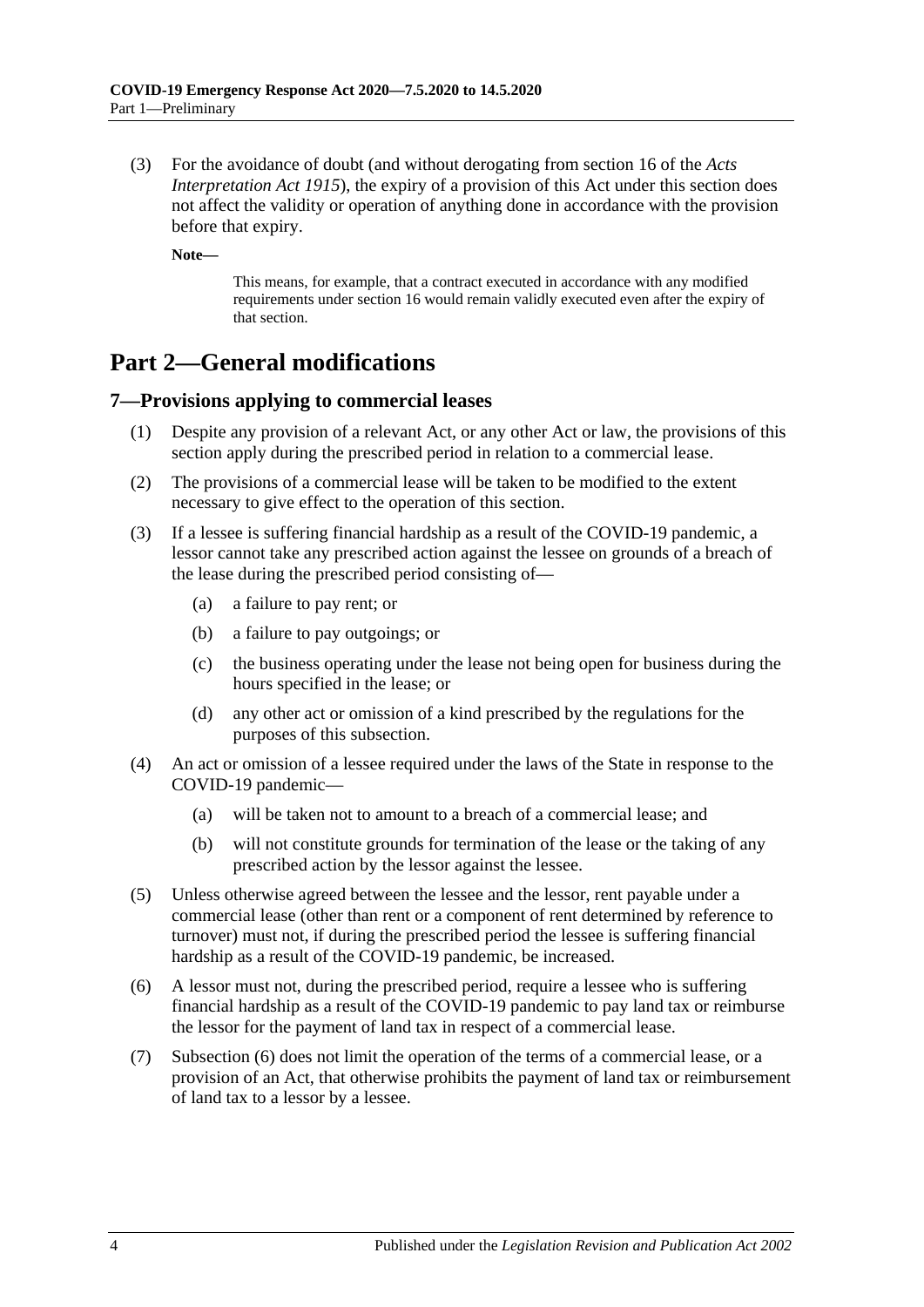(3) For the avoidance of doubt (and without derogating from section 16 of the *Acts Interpretation Act 1915*), the expiry of a provision of this Act under this section does not affect the validity or operation of anything done in accordance with the provision before that expiry.

**Note—**

This means, for example, that a contract executed in accordance with any modified requirements under section 16 would remain validly executed even after the expiry of that section.

# Part 2—General modifications

## 7—Provisions applying to commercial leases

(1) Despite any provision of a relevant Act, or any other Act or law, the provisions of this section apply during the prescribed period in relation to a commercial lease.

(2) The provisions of a commercial lease will be taken to be modified to the extent necessary to give effect to the operation of this section.

(3) If a lessee is suffering financial hardship as a result of the COVID-19 pandemic, a lessor cannot take any prescribed action against the lessee on grounds of a breach of the lease during the prescribed period consisting of—

(a) a failure to pay rent; or

(b) a failure to pay outgoings; or

(c) the business operating under the lease not being open for business during the hours specified in the lease; or

(d) any other act or omission of a kind prescribed by the regulations for the purposes of this subsection.

(4) An act or omission of a lessee required under the laws of the State in response to the COVID-19 pandemic—

(a) will be taken not to amount to a breach of a commercial lease; and

(b) will not constitute grounds for termination of the lease or the taking of any prescribed action by the lessor against the lessee.

(5) Unless otherwise agreed between the lessee and the lessor, rent payable under a commercial lease (other than rent or a component of rent determined by reference to turnover) must not, if during the prescribed period the lessee is suffering financial hardship as a result of the COVID-19 pandemic, be increased.

(6) A lessor must not, during the prescribed period, require a lessee who is suffering financial hardship as a result of the COVID-19 pandemic to pay land tax or reimburse the lessor for the payment of land tax in respect of a commercial lease.

(7) Subsection (6) does not limit the operation of the terms of a commercial lease, or a provision of an Act, that otherwise prohibits the payment of land tax or reimbursement of land tax to a lessor by a lessee.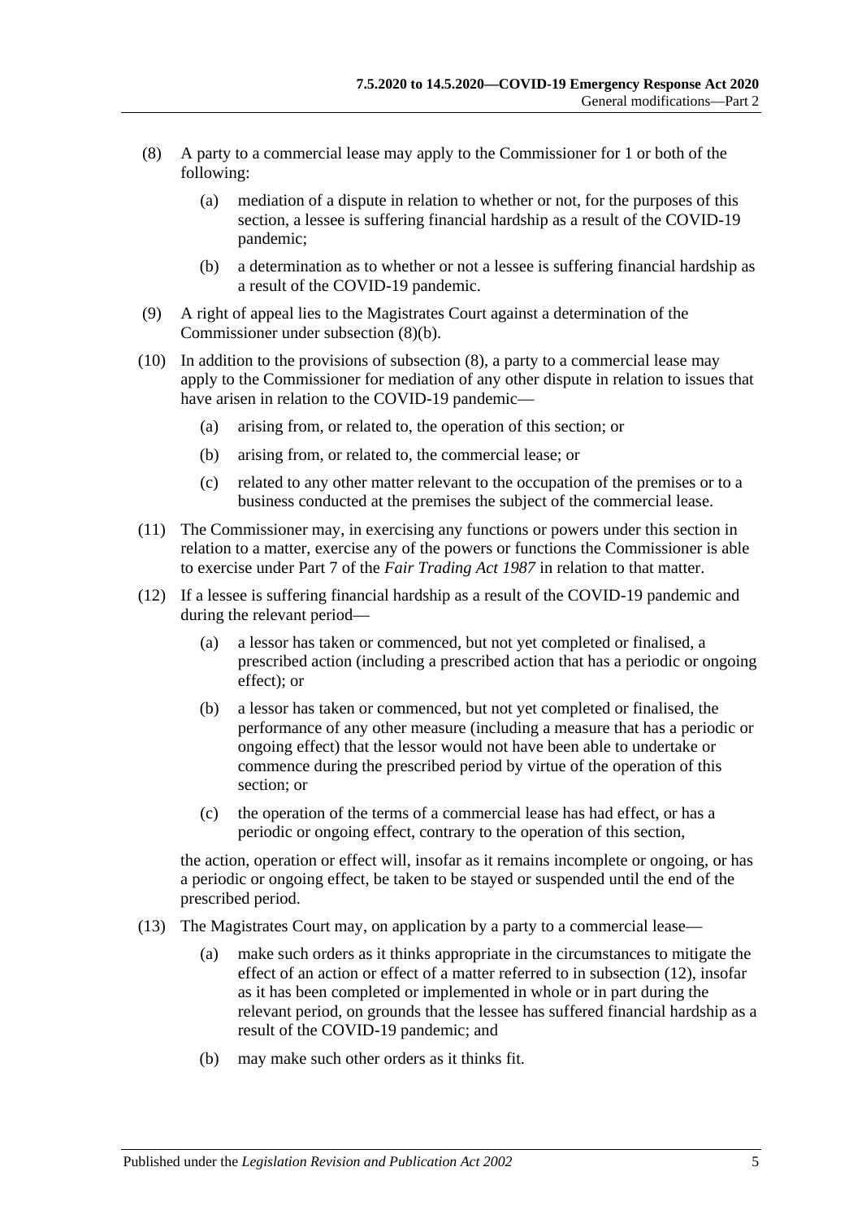(8) A party to a commercial lease may apply to the Commissioner for 1 or both of the following:

   (a) mediation of a dispute in relation to whether or not, for the purposes of this section, a lessee is suffering financial hardship as a result of the COVID-19 pandemic;

   (b) a determination as to whether or not a lessee is suffering financial hardship as a result of the COVID-19 pandemic.

(9) A right of appeal lies to the Magistrates Court against a determination of the Commissioner under subsection (8)(b).

(10) In addition to the provisions of subsection (8), a party to a commercial lease may apply to the Commissioner for mediation of any other dispute in relation to issues that have arisen in relation to the COVID-19 pandemic—

   (a) arising from, or related to, the operation of this section; or

   (b) arising from, or related to, the commercial lease; or

   (c) related to any other matter relevant to the occupation of the premises or to a business conducted at the premises the subject of the commercial lease.

(11) The Commissioner may, in exercising any functions or powers under this section in relation to a matter, exercise any of the powers or functions the Commissioner is able to exercise under Part 7 of the *Fair Trading Act 1987* in relation to that matter.

(12) If a lessee is suffering financial hardship as a result of the COVID-19 pandemic and during the relevant period—

   (a) a lessor has taken or commenced, but not yet completed or finalised, a prescribed action (including a prescribed action that has a periodic or ongoing effect); or

   (b) a lessor has taken or commenced, but not yet completed or finalised, the performance of any other measure (including a measure that has a periodic or ongoing effect) that the lessor would not have been able to undertake or commence during the prescribed period by virtue of the operation of this section; or

   (c) the operation of the terms of a commercial lease has had effect, or has a periodic or ongoing effect, contrary to the operation of this section,

the action, operation or effect will, insofar as it remains incomplete or ongoing, or has a periodic or ongoing effect, be taken to be stayed or suspended until the end of the prescribed period.

(13) The Magistrates Court may, on application by a party to a commercial lease—

   (a) make such orders as it thinks appropriate in the circumstances to mitigate the effect of an action or effect of a matter referred to in subsection (12), insofar as it has been completed or implemented in whole or in part during the relevant period, on grounds that the lessee has suffered financial hardship as a result of the COVID-19 pandemic; and

   (b) may make such other orders as it thinks fit.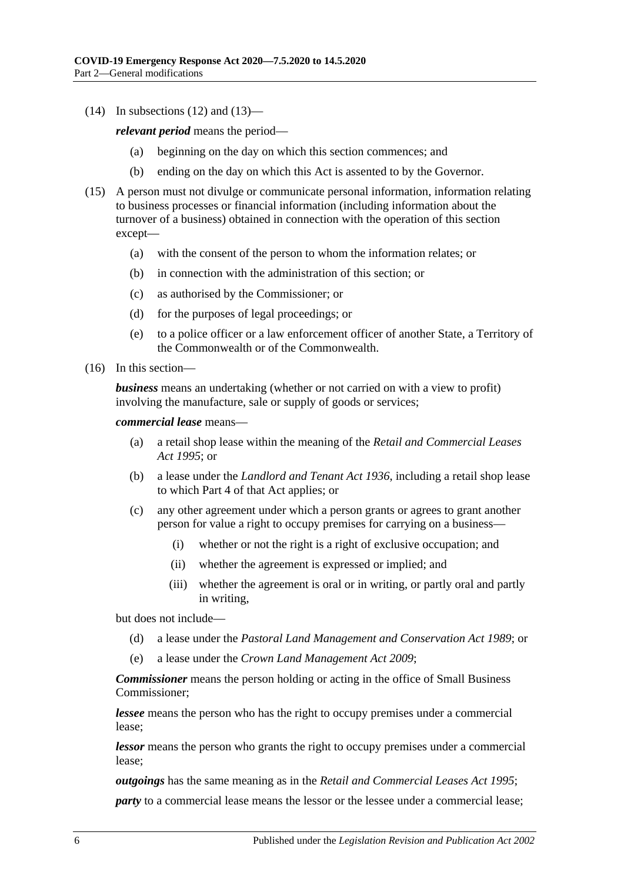(14) In subsections (12) and (13)—

***relevant period*** means the period—

(a) beginning on the day on which this section commences; and

(b) ending on the day on which this Act is assented to by the Governor.

(15) A person must not divulge or communicate personal information, information relating to business processes or financial information (including information about the turnover of a business) obtained in connection with the operation of this section except—

(a) with the consent of the person to whom the information relates; or

(b) in connection with the administration of this section; or

(c) as authorised by the Commissioner; or

(d) for the purposes of legal proceedings; or

(e) to a police officer or a law enforcement officer of another State, a Territory of the Commonwealth or of the Commonwealth.

(16) In this section—

***business*** means an undertaking (whether or not carried on with a view to profit) involving the manufacture, sale or supply of goods or services;

***commercial lease*** means—

(a) a retail shop lease within the meaning of the *Retail and Commercial Leases Act 1995*; or

(b) a lease under the *Landlord and Tenant Act 1936*, including a retail shop lease to which Part 4 of that Act applies; or

(c) any other agreement under which a person grants or agrees to grant another person for value a right to occupy premises for carrying on a business—

(i) whether or not the right is a right of exclusive occupation; and

(ii) whether the agreement is expressed or implied; and

(iii) whether the agreement is oral or in writing, or partly oral and partly in writing,

but does not include—

(d) a lease under the *Pastoral Land Management and Conservation Act 1989*; or

(e) a lease under the *Crown Land Management Act 2009*;

***Commissioner*** means the person holding or acting in the office of Small Business Commissioner;

***lessee*** means the person who has the right to occupy premises under a commercial lease;

***lessor*** means the person who grants the right to occupy premises under a commercial lease;

***outgoings*** has the same meaning as in the *Retail and Commercial Leases Act 1995*;

***party*** to a commercial lease means the lessor or the lessee under a commercial lease;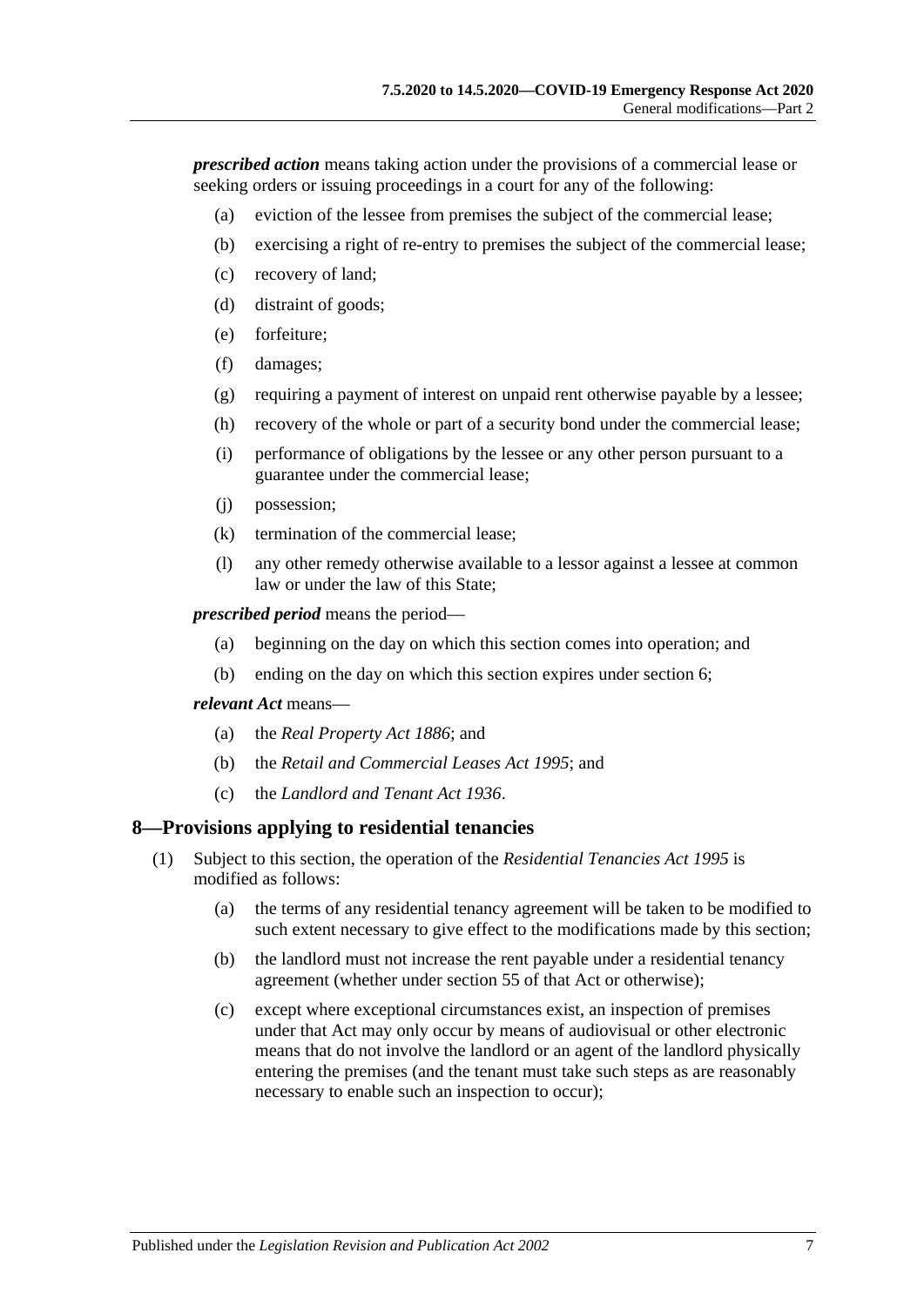***prescribed action*** means taking action under the provisions of a commercial lease or seeking orders or issuing proceedings in a court for any of the following:

- (a) eviction of the lessee from premises the subject of the commercial lease;
- (b) exercising a right of re-entry to premises the subject of the commercial lease;
- (c) recovery of land;
- (d) distraint of goods;
- (e) forfeiture;
- (f) damages;
- (g) requiring a payment of interest on unpaid rent otherwise payable by a lessee;
- (h) recovery of the whole or part of a security bond under the commercial lease;
- (i) performance of obligations by the lessee or any other person pursuant to a guarantee under the commercial lease;
- (j) possession;
- (k) termination of the commercial lease;
- (l) any other remedy otherwise available to a lessor against a lessee at common law or under the law of this State;

***prescribed period*** means the period—

- (a) beginning on the day on which this section comes into operation; and
- (b) ending on the day on which this section expires under section 6;

***relevant Act*** means—

- (a) the *Real Property Act 1886*; and
- (b) the *Retail and Commercial Leases Act 1995*; and
- (c) the *Landlord and Tenant Act 1936*.

## 8—Provisions applying to residential tenancies

(1) Subject to this section, the operation of the *Residential Tenancies Act 1995* is modified as follows:

- (a) the terms of any residential tenancy agreement will be taken to be modified to such extent necessary to give effect to the modifications made by this section;
- (b) the landlord must not increase the rent payable under a residential tenancy agreement (whether under section 55 of that Act or otherwise);
- (c) except where exceptional circumstances exist, an inspection of premises under that Act may only occur by means of audiovisual or other electronic means that do not involve the landlord or an agent of the landlord physically entering the premises (and the tenant must take such steps as are reasonably necessary to enable such an inspection to occur);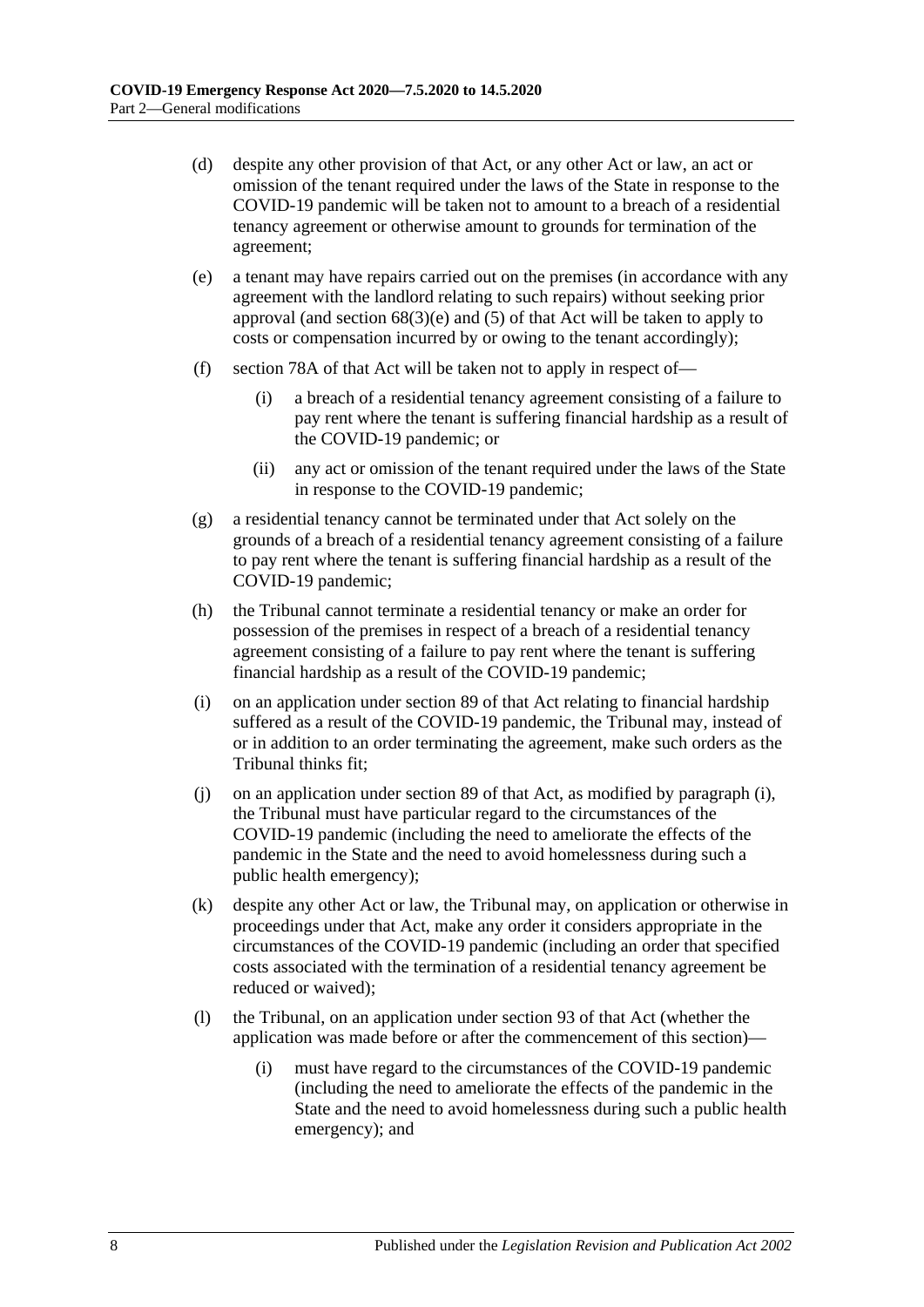(d) despite any other provision of that Act, or any other Act or law, an act or omission of the tenant required under the laws of the State in response to the COVID-19 pandemic will be taken not to amount to a breach of a residential tenancy agreement or otherwise amount to grounds for termination of the agreement;

(e) a tenant may have repairs carried out on the premises (in accordance with any agreement with the landlord relating to such repairs) without seeking prior approval (and section 68(3)(e) and (5) of that Act will be taken to apply to costs or compensation incurred by or owing to the tenant accordingly);

(f) section 78A of that Act will be taken not to apply in respect of—

(i) a breach of a residential tenancy agreement consisting of a failure to pay rent where the tenant is suffering financial hardship as a result of the COVID-19 pandemic; or

(ii) any act or omission of the tenant required under the laws of the State in response to the COVID-19 pandemic;

(g) a residential tenancy cannot be terminated under that Act solely on the grounds of a breach of a residential tenancy agreement consisting of a failure to pay rent where the tenant is suffering financial hardship as a result of the COVID-19 pandemic;

(h) the Tribunal cannot terminate a residential tenancy or make an order for possession of the premises in respect of a breach of a residential tenancy agreement consisting of a failure to pay rent where the tenant is suffering financial hardship as a result of the COVID-19 pandemic;

(i) on an application under section 89 of that Act relating to financial hardship suffered as a result of the COVID-19 pandemic, the Tribunal may, instead of or in addition to an order terminating the agreement, make such orders as the Tribunal thinks fit;

(j) on an application under section 89 of that Act, as modified by paragraph (i), the Tribunal must have particular regard to the circumstances of the COVID-19 pandemic (including the need to ameliorate the effects of the pandemic in the State and the need to avoid homelessness during such a public health emergency);

(k) despite any other Act or law, the Tribunal may, on application or otherwise in proceedings under that Act, make any order it considers appropriate in the circumstances of the COVID-19 pandemic (including an order that specified costs associated with the termination of a residential tenancy agreement be reduced or waived);

(l) the Tribunal, on an application under section 93 of that Act (whether the application was made before or after the commencement of this section)—

(i) must have regard to the circumstances of the COVID-19 pandemic (including the need to ameliorate the effects of the pandemic in the State and the need to avoid homelessness during such a public health emergency); and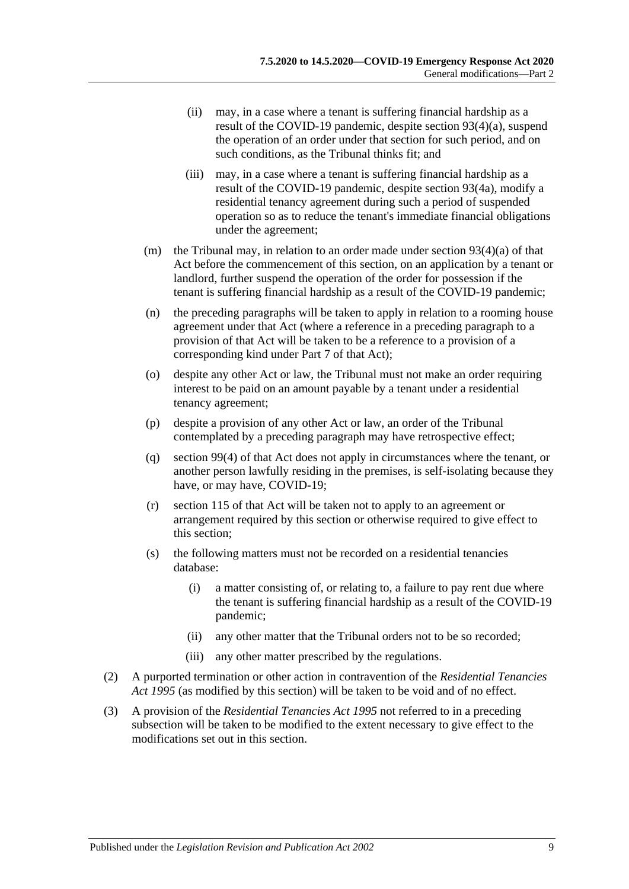(ii) may, in a case where a tenant is suffering financial hardship as a result of the COVID-19 pandemic, despite section 93(4)(a), suspend the operation of an order under that section for such period, and on such conditions, as the Tribunal thinks fit; and

(iii) may, in a case where a tenant is suffering financial hardship as a result of the COVID-19 pandemic, despite section 93(4a), modify a residential tenancy agreement during such a period of suspended operation so as to reduce the tenant's immediate financial obligations under the agreement;

(m) the Tribunal may, in relation to an order made under section 93(4)(a) of that Act before the commencement of this section, on an application by a tenant or landlord, further suspend the operation of the order for possession if the tenant is suffering financial hardship as a result of the COVID-19 pandemic;

(n) the preceding paragraphs will be taken to apply in relation to a rooming house agreement under that Act (where a reference in a preceding paragraph to a provision of that Act will be taken to be a reference to a provision of a corresponding kind under Part 7 of that Act);

(o) despite any other Act or law, the Tribunal must not make an order requiring interest to be paid on an amount payable by a tenant under a residential tenancy agreement;

(p) despite a provision of any other Act or law, an order of the Tribunal contemplated by a preceding paragraph may have retrospective effect;

(q) section 99(4) of that Act does not apply in circumstances where the tenant, or another person lawfully residing in the premises, is self-isolating because they have, or may have, COVID-19;

(r) section 115 of that Act will be taken not to apply to an agreement or arrangement required by this section or otherwise required to give effect to this section;

(s) the following matters must not be recorded on a residential tenancies database:

(i) a matter consisting of, or relating to, a failure to pay rent due where the tenant is suffering financial hardship as a result of the COVID-19 pandemic;

(ii) any other matter that the Tribunal orders not to be so recorded;

(iii) any other matter prescribed by the regulations.

(2) A purported termination or other action in contravention of the *Residential Tenancies Act 1995* (as modified by this section) will be taken to be void and of no effect.

(3) A provision of the *Residential Tenancies Act 1995* not referred to in a preceding subsection will be taken to be modified to the extent necessary to give effect to the modifications set out in this section.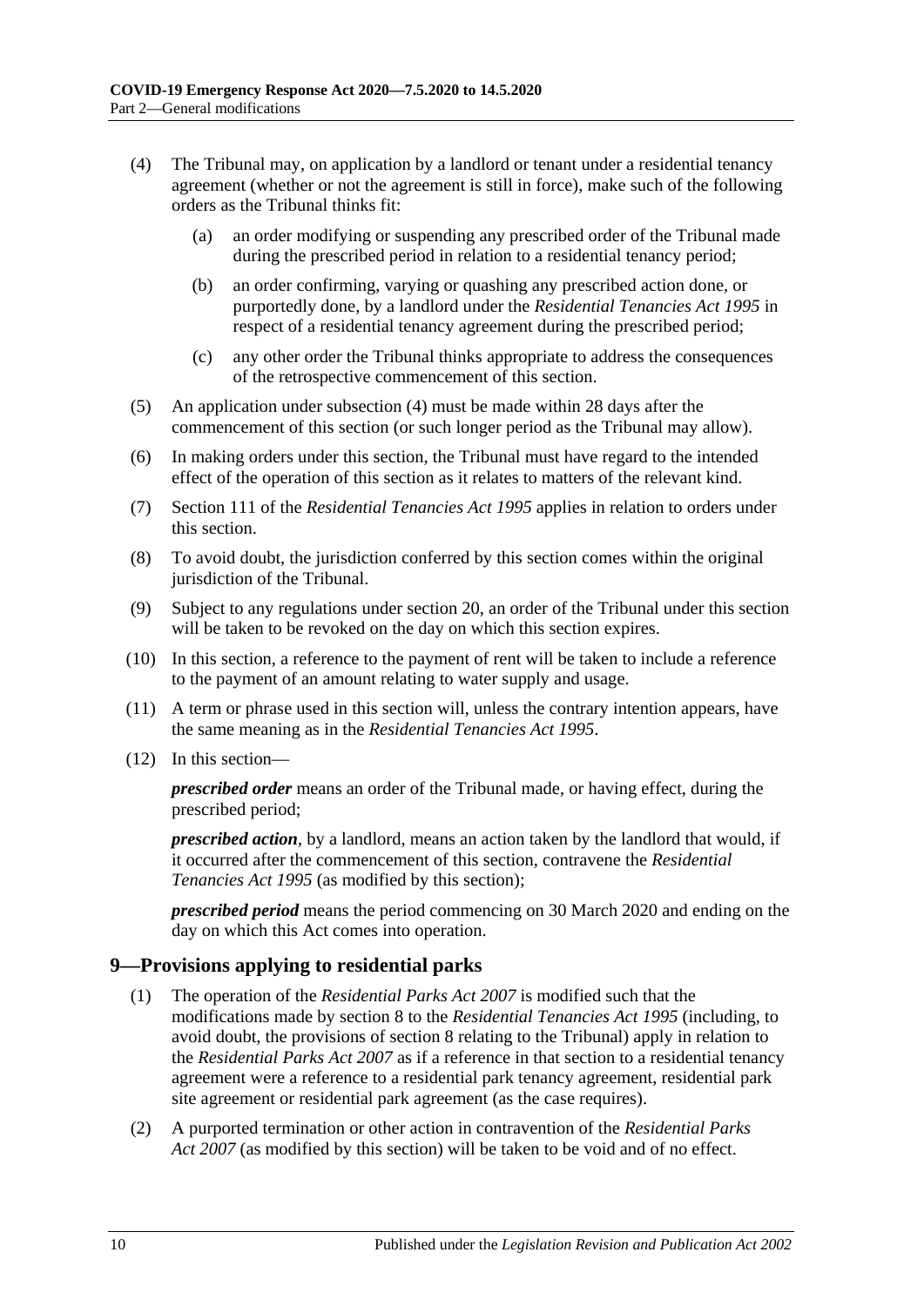(4) The Tribunal may, on application by a landlord or tenant under a residential tenancy agreement (whether or not the agreement is still in force), make such of the following orders as the Tribunal thinks fit:

  (a) an order modifying or suspending any prescribed order of the Tribunal made during the prescribed period in relation to a residential tenancy period;

  (b) an order confirming, varying or quashing any prescribed action done, or purportedly done, by a landlord under the *Residential Tenancies Act 1995* in respect of a residential tenancy agreement during the prescribed period;

  (c) any other order the Tribunal thinks appropriate to address the consequences of the retrospective commencement of this section.

(5) An application under subsection (4) must be made within 28 days after the commencement of this section (or such longer period as the Tribunal may allow).

(6) In making orders under this section, the Tribunal must have regard to the intended effect of the operation of this section as it relates to matters of the relevant kind.

(7) Section 111 of the *Residential Tenancies Act 1995* applies in relation to orders under this section.

(8) To avoid doubt, the jurisdiction conferred by this section comes within the original jurisdiction of the Tribunal.

(9) Subject to any regulations under section 20, an order of the Tribunal under this section will be taken to be revoked on the day on which this section expires.

(10) In this section, a reference to the payment of rent will be taken to include a reference to the payment of an amount relating to water supply and usage.

(11) A term or phrase used in this section will, unless the contrary intention appears, have the same meaning as in the *Residential Tenancies Act 1995*.

(12) In this section—

***prescribed order*** means an order of the Tribunal made, or having effect, during the prescribed period;

***prescribed action***, by a landlord, means an action taken by the landlord that would, if it occurred after the commencement of this section, contravene the *Residential Tenancies Act 1995* (as modified by this section);

***prescribed period*** means the period commencing on 30 March 2020 and ending on the day on which this Act comes into operation.

## 9—Provisions applying to residential parks

(1) The operation of the *Residential Parks Act 2007* is modified such that the modifications made by section 8 to the *Residential Tenancies Act 1995* (including, to avoid doubt, the provisions of section 8 relating to the Tribunal) apply in relation to the *Residential Parks Act 2007* as if a reference in that section to a residential tenancy agreement were a reference to a residential park tenancy agreement, residential park site agreement or residential park agreement (as the case requires).

(2) A purported termination or other action in contravention of the *Residential Parks Act 2007* (as modified by this section) will be taken to be void and of no effect.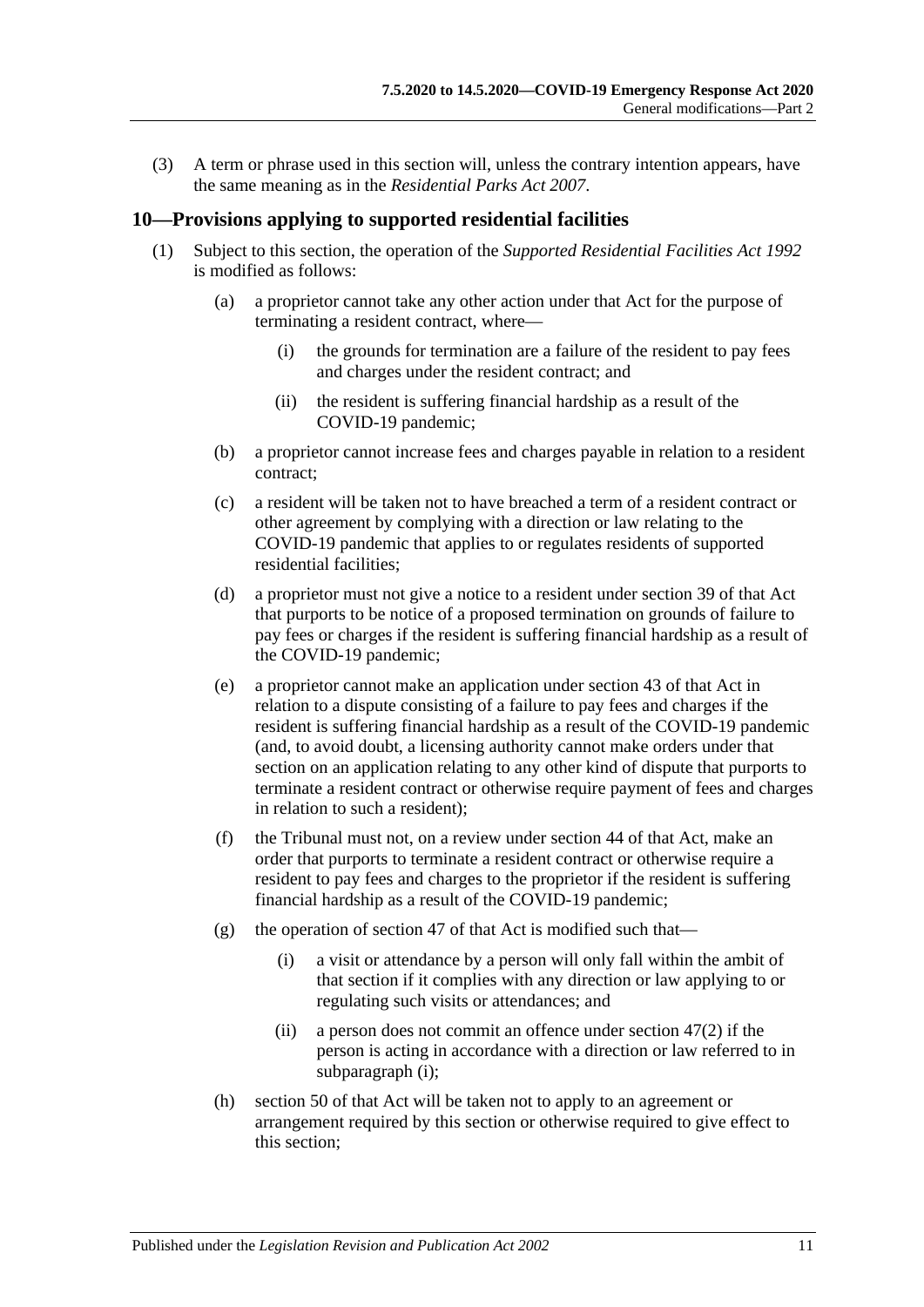(3) A term or phrase used in this section will, unless the contrary intention appears, have the same meaning as in the *Residential Parks Act 2007*.

## 10—Provisions applying to supported residential facilities

(1) Subject to this section, the operation of the *Supported Residential Facilities Act 1992* is modified as follows:

- (a) a proprietor cannot take any other action under that Act for the purpose of terminating a resident contract, where—
  - (i) the grounds for termination are a failure of the resident to pay fees and charges under the resident contract; and
  - (ii) the resident is suffering financial hardship as a result of the COVID-19 pandemic;
- (b) a proprietor cannot increase fees and charges payable in relation to a resident contract;
- (c) a resident will be taken not to have breached a term of a resident contract or other agreement by complying with a direction or law relating to the COVID-19 pandemic that applies to or regulates residents of supported residential facilities;
- (d) a proprietor must not give a notice to a resident under section 39 of that Act that purports to be notice of a proposed termination on grounds of failure to pay fees or charges if the resident is suffering financial hardship as a result of the COVID-19 pandemic;
- (e) a proprietor cannot make an application under section 43 of that Act in relation to a dispute consisting of a failure to pay fees and charges if the resident is suffering financial hardship as a result of the COVID-19 pandemic (and, to avoid doubt, a licensing authority cannot make orders under that section on an application relating to any other kind of dispute that purports to terminate a resident contract or otherwise require payment of fees and charges in relation to such a resident);
- (f) the Tribunal must not, on a review under section 44 of that Act, make an order that purports to terminate a resident contract or otherwise require a resident to pay fees and charges to the proprietor if the resident is suffering financial hardship as a result of the COVID-19 pandemic;
- (g) the operation of section 47 of that Act is modified such that—
  - (i) a visit or attendance by a person will only fall within the ambit of that section if it complies with any direction or law applying to or regulating such visits or attendances; and
  - (ii) a person does not commit an offence under section 47(2) if the person is acting in accordance with a direction or law referred to in subparagraph (i);
- (h) section 50 of that Act will be taken not to apply to an agreement or arrangement required by this section or otherwise required to give effect to this section;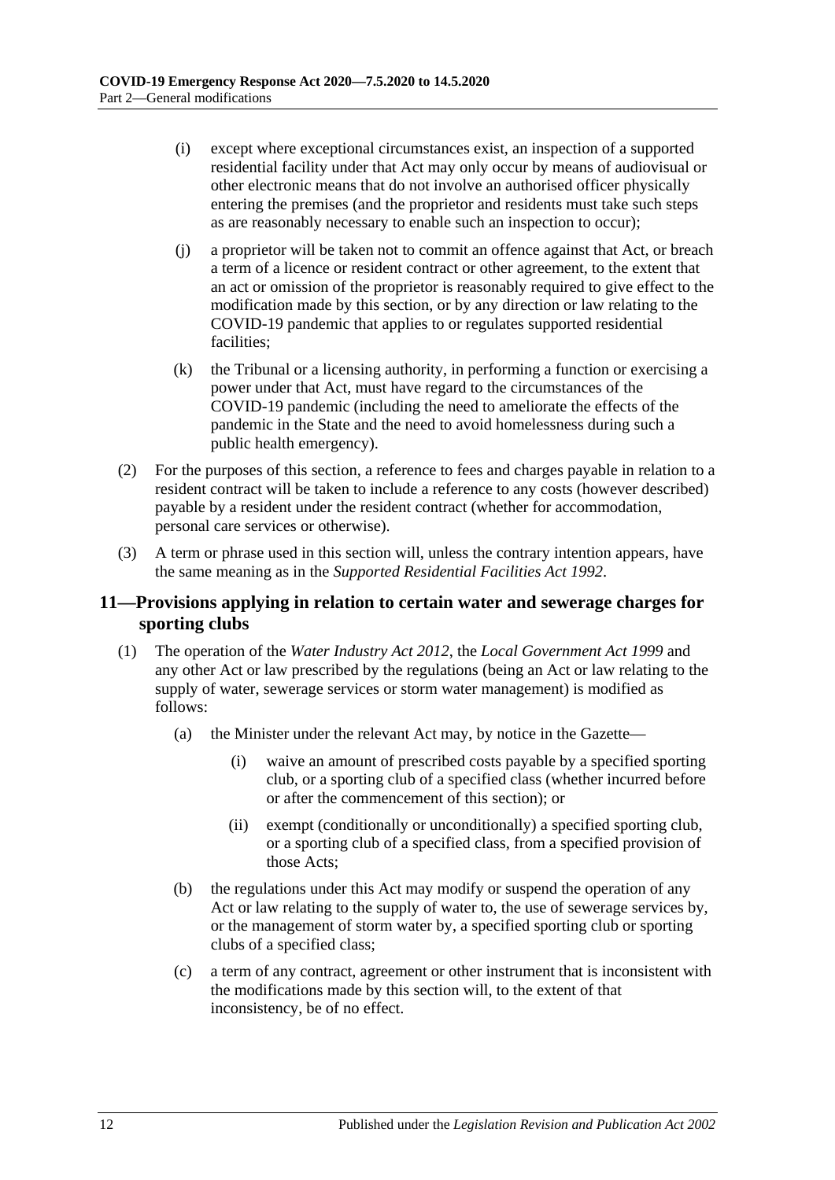(i) except where exceptional circumstances exist, an inspection of a supported residential facility under that Act may only occur by means of audiovisual or other electronic means that do not involve an authorised officer physically entering the premises (and the proprietor and residents must take such steps as are reasonably necessary to enable such an inspection to occur);

(j) a proprietor will be taken not to commit an offence against that Act, or breach a term of a licence or resident contract or other agreement, to the extent that an act or omission of the proprietor is reasonably required to give effect to the modification made by this section, or by any direction or law relating to the COVID-19 pandemic that applies to or regulates supported residential facilities;

(k) the Tribunal or a licensing authority, in performing a function or exercising a power under that Act, must have regard to the circumstances of the COVID-19 pandemic (including the need to ameliorate the effects of the pandemic in the State and the need to avoid homelessness during such a public health emergency).

(2) For the purposes of this section, a reference to fees and charges payable in relation to a resident contract will be taken to include a reference to any costs (however described) payable by a resident under the resident contract (whether for accommodation, personal care services or otherwise).

(3) A term or phrase used in this section will, unless the contrary intention appears, have the same meaning as in the *Supported Residential Facilities Act 1992*.

## 11—Provisions applying in relation to certain water and sewerage charges for sporting clubs

(1) The operation of the *Water Industry Act 2012*, the *Local Government Act 1999* and any other Act or law prescribed by the regulations (being an Act or law relating to the supply of water, sewerage services or storm water management) is modified as follows:

(a) the Minister under the relevant Act may, by notice in the Gazette—

(i) waive an amount of prescribed costs payable by a specified sporting club, or a sporting club of a specified class (whether incurred before or after the commencement of this section); or

(ii) exempt (conditionally or unconditionally) a specified sporting club, or a sporting club of a specified class, from a specified provision of those Acts;

(b) the regulations under this Act may modify or suspend the operation of any Act or law relating to the supply of water to, the use of sewerage services by, or the management of storm water by, a specified sporting club or sporting clubs of a specified class;

(c) a term of any contract, agreement or other instrument that is inconsistent with the modifications made by this section will, to the extent of that inconsistency, be of no effect.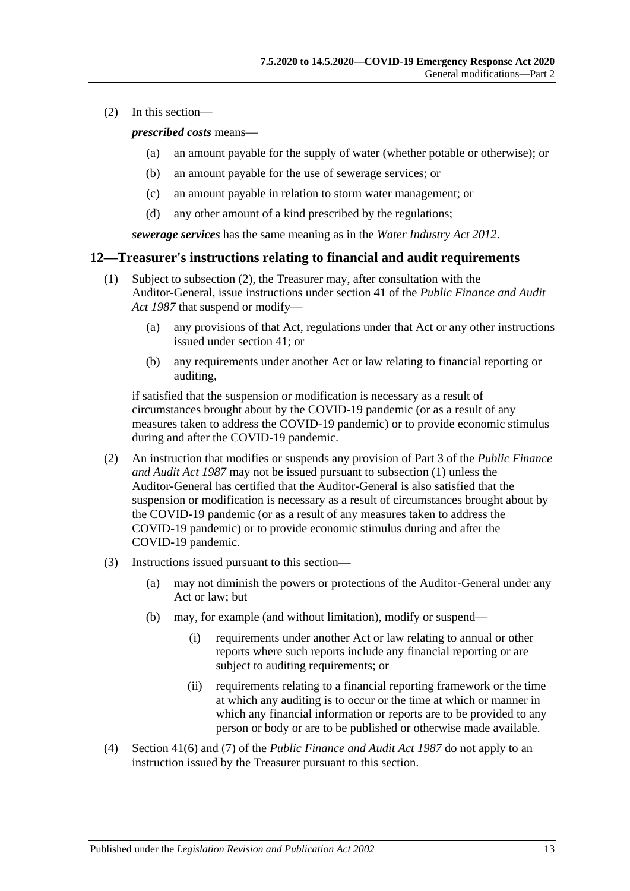(2) In this section—

***prescribed costs*** means—

- (a) an amount payable for the supply of water (whether potable or otherwise); or
- (b) an amount payable for the use of sewerage services; or
- (c) an amount payable in relation to storm water management; or
- (d) any other amount of a kind prescribed by the regulations;

***sewerage services*** has the same meaning as in the *Water Industry Act 2012*.

## 12—Treasurer's instructions relating to financial and audit requirements

(1) Subject to subsection (2), the Treasurer may, after consultation with the Auditor-General, issue instructions under section 41 of the *Public Finance and Audit Act 1987* that suspend or modify—

- (a) any provisions of that Act, regulations under that Act or any other instructions issued under section 41; or
- (b) any requirements under another Act or law relating to financial reporting or auditing,

if satisfied that the suspension or modification is necessary as a result of circumstances brought about by the COVID-19 pandemic (or as a result of any measures taken to address the COVID-19 pandemic) or to provide economic stimulus during and after the COVID-19 pandemic.

(2) An instruction that modifies or suspends any provision of Part 3 of the *Public Finance and Audit Act 1987* may not be issued pursuant to subsection (1) unless the Auditor-General has certified that the Auditor-General is also satisfied that the suspension or modification is necessary as a result of circumstances brought about by the COVID-19 pandemic (or as a result of any measures taken to address the COVID-19 pandemic) or to provide economic stimulus during and after the COVID-19 pandemic.

(3) Instructions issued pursuant to this section—

- (a) may not diminish the powers or protections of the Auditor-General under any Act or law; but
- (b) may, for example (and without limitation), modify or suspend—
  - (i) requirements under another Act or law relating to annual or other reports where such reports include any financial reporting or are subject to auditing requirements; or
  - (ii) requirements relating to a financial reporting framework or the time at which any auditing is to occur or the time at which or manner in which any financial information or reports are to be provided to any person or body or are to be published or otherwise made available.

(4) Section 41(6) and (7) of the *Public Finance and Audit Act 1987* do not apply to an instruction issued by the Treasurer pursuant to this section.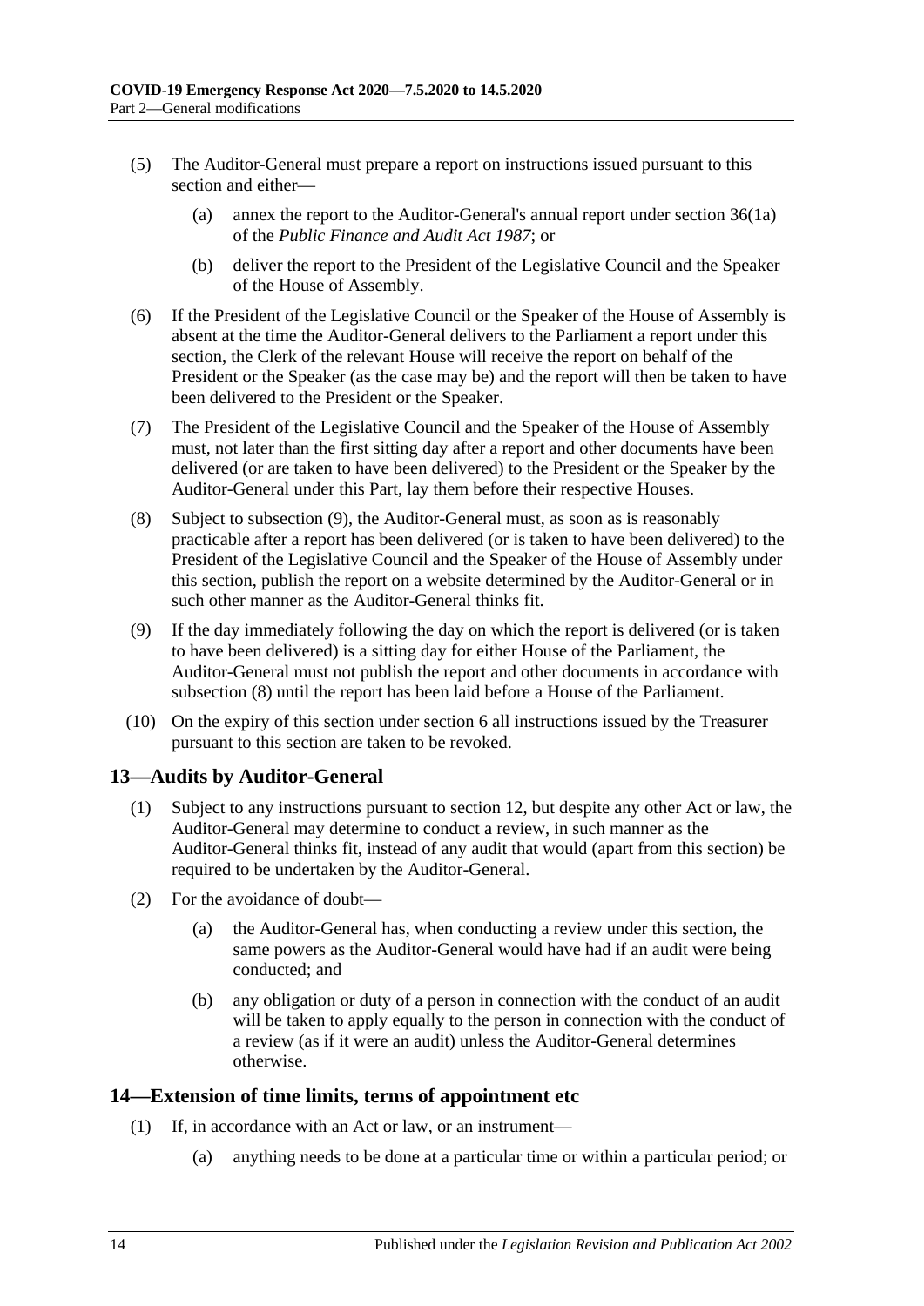(5) The Auditor-General must prepare a report on instructions issued pursuant to this section and either—

(a) annex the report to the Auditor-General's annual report under section 36(1a) of the *Public Finance and Audit Act 1987*; or

(b) deliver the report to the President of the Legislative Council and the Speaker of the House of Assembly.

(6) If the President of the Legislative Council or the Speaker of the House of Assembly is absent at the time the Auditor-General delivers to the Parliament a report under this section, the Clerk of the relevant House will receive the report on behalf of the President or the Speaker (as the case may be) and the report will then be taken to have been delivered to the President or the Speaker.

(7) The President of the Legislative Council and the Speaker of the House of Assembly must, not later than the first sitting day after a report and other documents have been delivered (or are taken to have been delivered) to the President or the Speaker by the Auditor-General under this Part, lay them before their respective Houses.

(8) Subject to subsection (9), the Auditor-General must, as soon as is reasonably practicable after a report has been delivered (or is taken to have been delivered) to the President of the Legislative Council and the Speaker of the House of Assembly under this section, publish the report on a website determined by the Auditor-General or in such other manner as the Auditor-General thinks fit.

(9) If the day immediately following the day on which the report is delivered (or is taken to have been delivered) is a sitting day for either House of the Parliament, the Auditor-General must not publish the report and other documents in accordance with subsection (8) until the report has been laid before a House of the Parliament.

(10) On the expiry of this section under section 6 all instructions issued by the Treasurer pursuant to this section are taken to be revoked.

## 13—Audits by Auditor-General

(1) Subject to any instructions pursuant to section 12, but despite any other Act or law, the Auditor-General may determine to conduct a review, in such manner as the Auditor-General thinks fit, instead of any audit that would (apart from this section) be required to be undertaken by the Auditor-General.

(2) For the avoidance of doubt—

(a) the Auditor-General has, when conducting a review under this section, the same powers as the Auditor-General would have had if an audit were being conducted; and

(b) any obligation or duty of a person in connection with the conduct of an audit will be taken to apply equally to the person in connection with the conduct of a review (as if it were an audit) unless the Auditor-General determines otherwise.

## 14—Extension of time limits, terms of appointment etc

(1) If, in accordance with an Act or law, or an instrument—

(a) anything needs to be done at a particular time or within a particular period; or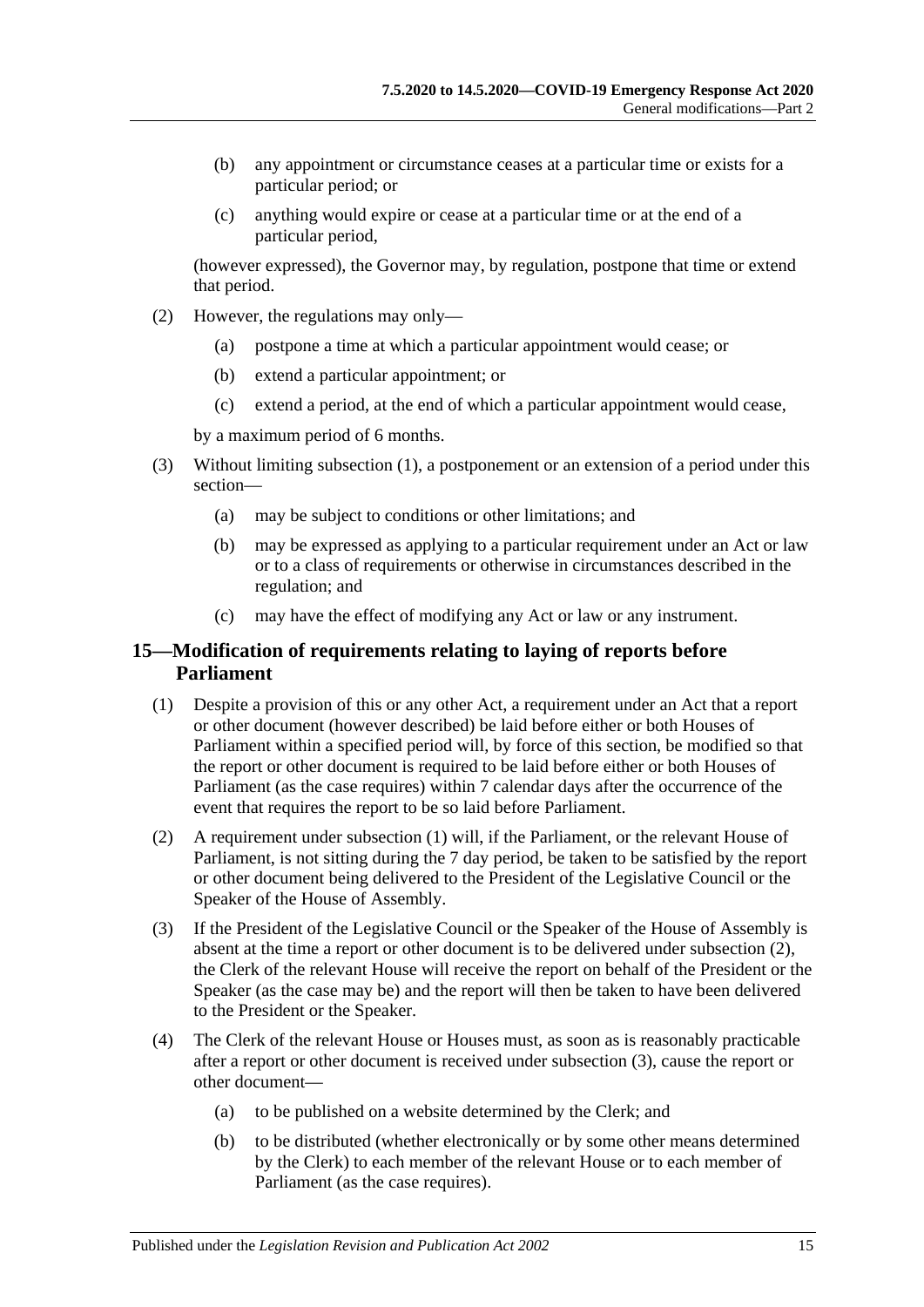(b) any appointment or circumstance ceases at a particular time or exists for a particular period; or

(c) anything would expire or cease at a particular time or at the end of a particular period,

(however expressed), the Governor may, by regulation, postpone that time or extend that period.

(2) However, the regulations may only—

(a) postpone a time at which a particular appointment would cease; or

(b) extend a particular appointment; or

(c) extend a period, at the end of which a particular appointment would cease,

by a maximum period of 6 months.

(3) Without limiting subsection (1), a postponement or an extension of a period under this section—

(a) may be subject to conditions or other limitations; and

(b) may be expressed as applying to a particular requirement under an Act or law or to a class of requirements or otherwise in circumstances described in the regulation; and

(c) may have the effect of modifying any Act or law or any instrument.

## 15—Modification of requirements relating to laying of reports before Parliament

(1) Despite a provision of this or any other Act, a requirement under an Act that a report or other document (however described) be laid before either or both Houses of Parliament within a specified period will, by force of this section, be modified so that the report or other document is required to be laid before either or both Houses of Parliament (as the case requires) within 7 calendar days after the occurrence of the event that requires the report to be so laid before Parliament.

(2) A requirement under subsection (1) will, if the Parliament, or the relevant House of Parliament, is not sitting during the 7 day period, be taken to be satisfied by the report or other document being delivered to the President of the Legislative Council or the Speaker of the House of Assembly.

(3) If the President of the Legislative Council or the Speaker of the House of Assembly is absent at the time a report or other document is to be delivered under subsection (2), the Clerk of the relevant House will receive the report on behalf of the President or the Speaker (as the case may be) and the report will then be taken to have been delivered to the President or the Speaker.

(4) The Clerk of the relevant House or Houses must, as soon as is reasonably practicable after a report or other document is received under subsection (3), cause the report or other document—

(a) to be published on a website determined by the Clerk; and

(b) to be distributed (whether electronically or by some other means determined by the Clerk) to each member of the relevant House or to each member of Parliament (as the case requires).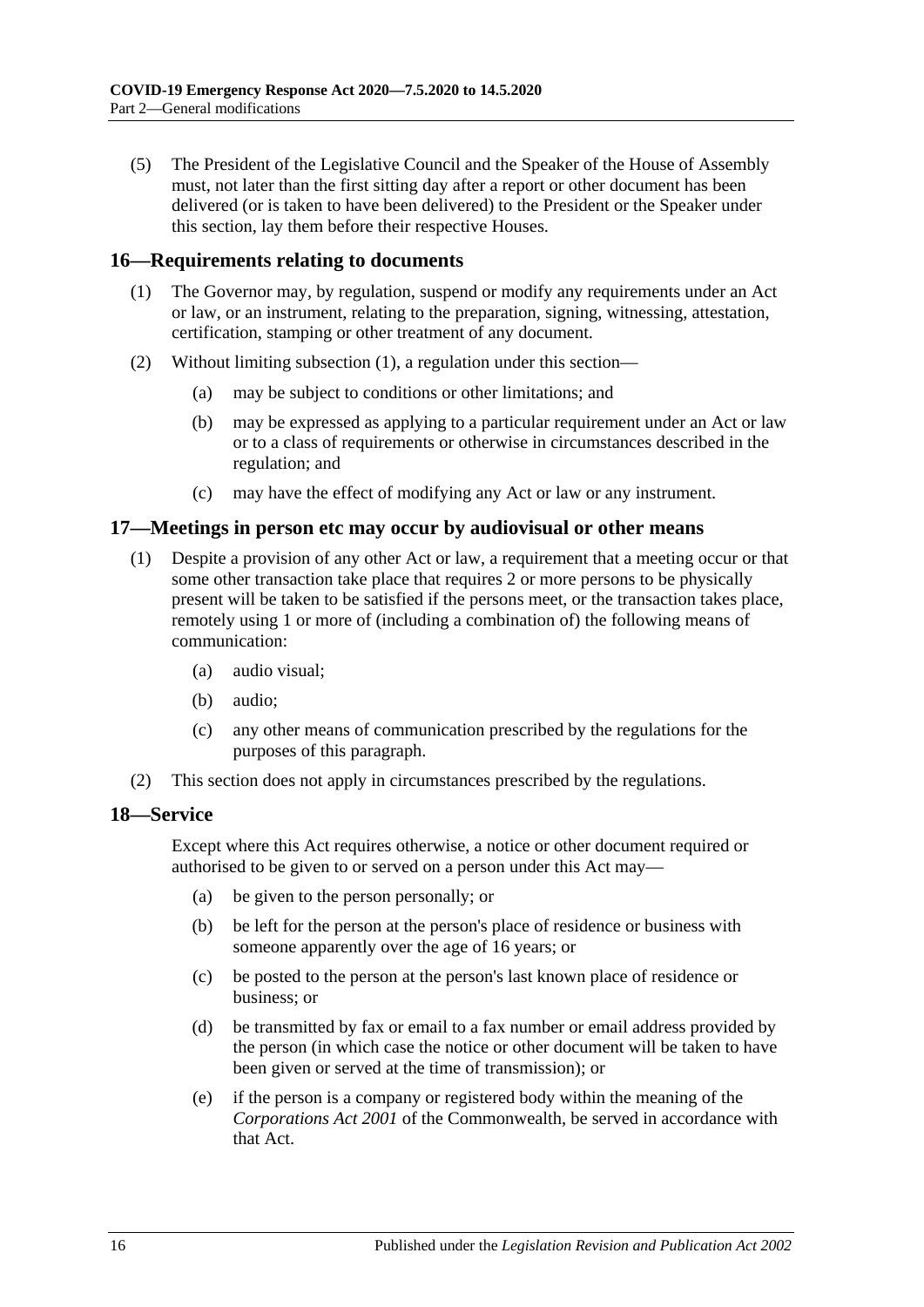(5) The President of the Legislative Council and the Speaker of the House of Assembly must, not later than the first sitting day after a report or other document has been delivered (or is taken to have been delivered) to the President or the Speaker under this section, lay them before their respective Houses.

## 16—Requirements relating to documents

(1) The Governor may, by regulation, suspend or modify any requirements under an Act or law, or an instrument, relating to the preparation, signing, witnessing, attestation, certification, stamping or other treatment of any document.

(2) Without limiting subsection (1), a regulation under this section—

(a) may be subject to conditions or other limitations; and

(b) may be expressed as applying to a particular requirement under an Act or law or to a class of requirements or otherwise in circumstances described in the regulation; and

(c) may have the effect of modifying any Act or law or any instrument.

## 17—Meetings in person etc may occur by audiovisual or other means

(1) Despite a provision of any other Act or law, a requirement that a meeting occur or that some other transaction take place that requires 2 or more persons to be physically present will be taken to be satisfied if the persons meet, or the transaction takes place, remotely using 1 or more of (including a combination of) the following means of communication:

(a) audio visual;

(b) audio;

(c) any other means of communication prescribed by the regulations for the purposes of this paragraph.

(2) This section does not apply in circumstances prescribed by the regulations.

## 18—Service

Except where this Act requires otherwise, a notice or other document required or authorised to be given to or served on a person under this Act may—

(a) be given to the person personally; or

(b) be left for the person at the person's place of residence or business with someone apparently over the age of 16 years; or

(c) be posted to the person at the person's last known place of residence or business; or

(d) be transmitted by fax or email to a fax number or email address provided by the person (in which case the notice or other document will be taken to have been given or served at the time of transmission); or

(e) if the person is a company or registered body within the meaning of the *Corporations Act 2001* of the Commonwealth, be served in accordance with that Act.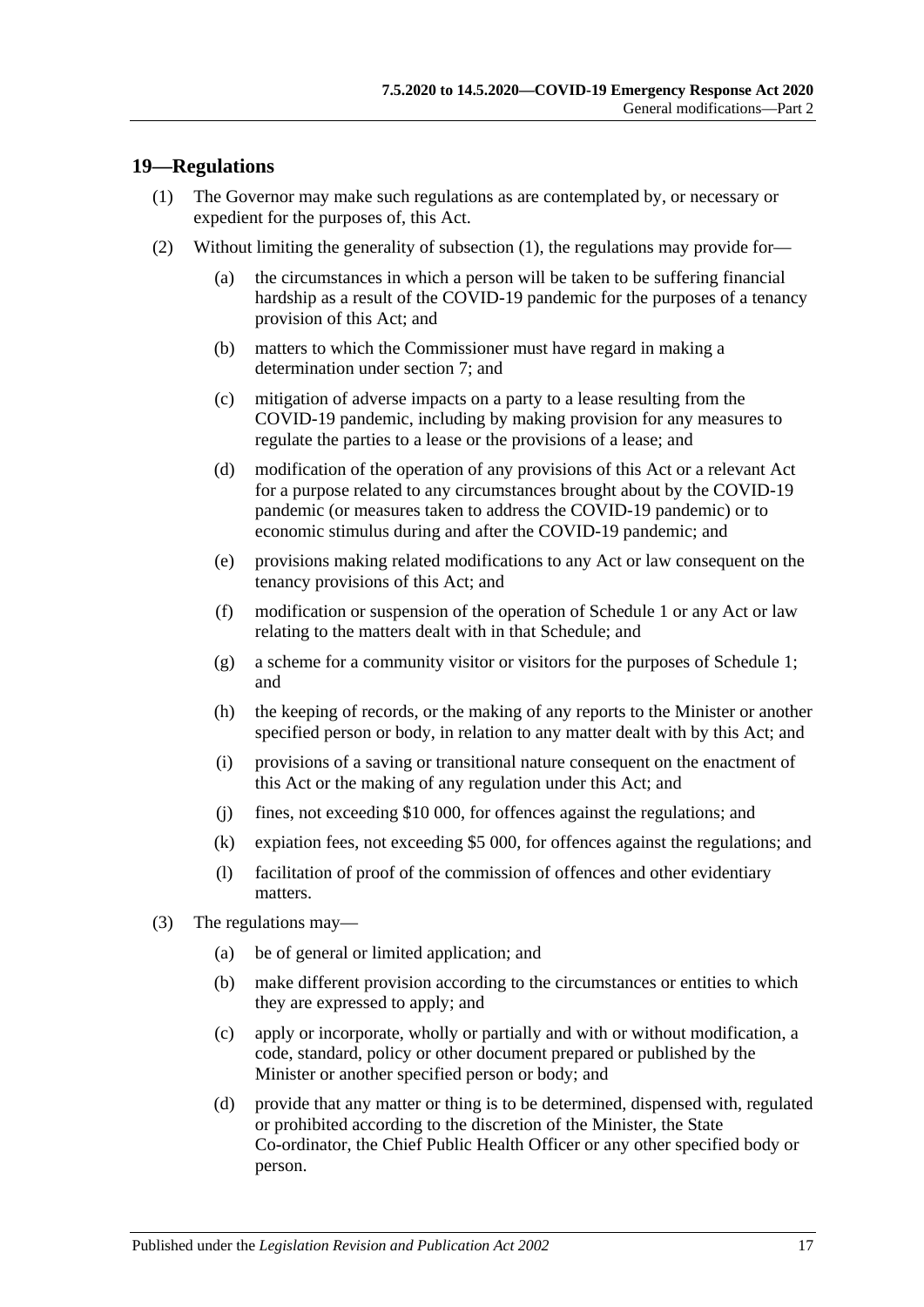## 19—Regulations

(1) The Governor may make such regulations as are contemplated by, or necessary or expedient for the purposes of, this Act.

(2) Without limiting the generality of subsection (1), the regulations may provide for—

(a) the circumstances in which a person will be taken to be suffering financial hardship as a result of the COVID-19 pandemic for the purposes of a tenancy provision of this Act; and

(b) matters to which the Commissioner must have regard in making a determination under section 7; and

(c) mitigation of adverse impacts on a party to a lease resulting from the COVID-19 pandemic, including by making provision for any measures to regulate the parties to a lease or the provisions of a lease; and

(d) modification of the operation of any provisions of this Act or a relevant Act for a purpose related to any circumstances brought about by the COVID-19 pandemic (or measures taken to address the COVID-19 pandemic) or to economic stimulus during and after the COVID-19 pandemic; and

(e) provisions making related modifications to any Act or law consequent on the tenancy provisions of this Act; and

(f) modification or suspension of the operation of Schedule 1 or any Act or law relating to the matters dealt with in that Schedule; and

(g) a scheme for a community visitor or visitors for the purposes of Schedule 1; and

(h) the keeping of records, or the making of any reports to the Minister or another specified person or body, in relation to any matter dealt with by this Act; and

(i) provisions of a saving or transitional nature consequent on the enactment of this Act or the making of any regulation under this Act; and

(j) fines, not exceeding $10 000, for offences against the regulations; and

(k) expiation fees, not exceeding $5 000, for offences against the regulations; and

(l) facilitation of proof of the commission of offences and other evidentiary matters.

(3) The regulations may—

(a) be of general or limited application; and

(b) make different provision according to the circumstances or entities to which they are expressed to apply; and

(c) apply or incorporate, wholly or partially and with or without modification, a code, standard, policy or other document prepared or published by the Minister or another specified person or body; and

(d) provide that any matter or thing is to be determined, dispensed with, regulated or prohibited according to the discretion of the Minister, the State Co-ordinator, the Chief Public Health Officer or any other specified body or person.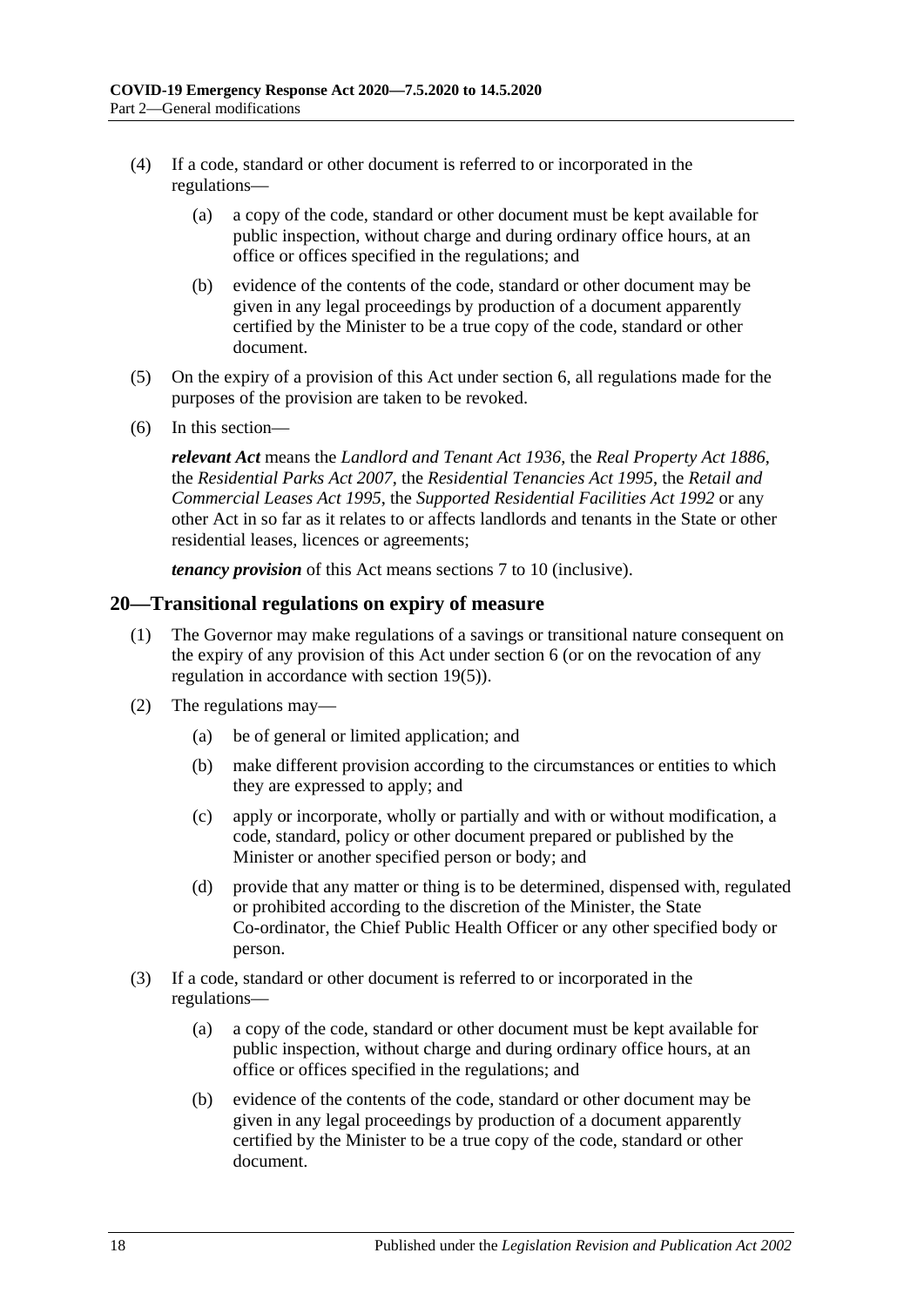(4) If a code, standard or other document is referred to or incorporated in the regulations—

(a) a copy of the code, standard or other document must be kept available for public inspection, without charge and during ordinary office hours, at an office or offices specified in the regulations; and

(b) evidence of the contents of the code, standard or other document may be given in any legal proceedings by production of a document apparently certified by the Minister to be a true copy of the code, standard or other document.

(5) On the expiry of a provision of this Act under section 6, all regulations made for the purposes of the provision are taken to be revoked.

(6) In this section—

***relevant Act*** means the *Landlord and Tenant Act 1936*, the *Real Property Act 1886*, the *Residential Parks Act 2007*, the *Residential Tenancies Act 1995*, the *Retail and Commercial Leases Act 1995*, the *Supported Residential Facilities Act 1992* or any other Act in so far as it relates to or affects landlords and tenants in the State or other residential leases, licences or agreements;

***tenancy provision*** of this Act means sections 7 to 10 (inclusive).

## 20—Transitional regulations on expiry of measure

(1) The Governor may make regulations of a savings or transitional nature consequent on the expiry of any provision of this Act under section 6 (or on the revocation of any regulation in accordance with section 19(5)).

(2) The regulations may—

(a) be of general or limited application; and

(b) make different provision according to the circumstances or entities to which they are expressed to apply; and

(c) apply or incorporate, wholly or partially and with or without modification, a code, standard, policy or other document prepared or published by the Minister or another specified person or body; and

(d) provide that any matter or thing is to be determined, dispensed with, regulated or prohibited according to the discretion of the Minister, the State Co-ordinator, the Chief Public Health Officer or any other specified body or person.

(3) If a code, standard or other document is referred to or incorporated in the regulations—

(a) a copy of the code, standard or other document must be kept available for public inspection, without charge and during ordinary office hours, at an office or offices specified in the regulations; and

(b) evidence of the contents of the code, standard or other document may be given in any legal proceedings by production of a document apparently certified by the Minister to be a true copy of the code, standard or other document.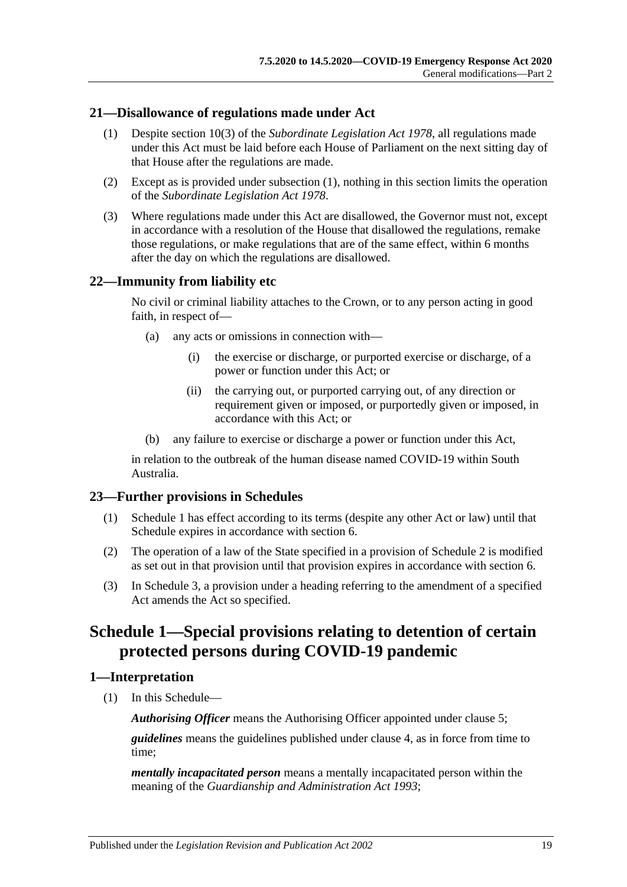### 21—Disallowance of regulations made under Act

(1) Despite section 10(3) of the *Subordinate Legislation Act 1978*, all regulations made under this Act must be laid before each House of Parliament on the next sitting day of that House after the regulations are made.

(2) Except as is provided under subsection (1), nothing in this section limits the operation of the *Subordinate Legislation Act 1978*.

(3) Where regulations made under this Act are disallowed, the Governor must not, except in accordance with a resolution of the House that disallowed the regulations, remake those regulations, or make regulations that are of the same effect, within 6 months after the day on which the regulations are disallowed.

### 22—Immunity from liability etc

No civil or criminal liability attaches to the Crown, or to any person acting in good faith, in respect of—

(a) any acts or omissions in connection with—

(i) the exercise or discharge, or purported exercise or discharge, of a power or function under this Act; or

(ii) the carrying out, or purported carrying out, of any direction or requirement given or imposed, or purportedly given or imposed, in accordance with this Act; or

(b) any failure to exercise or discharge a power or function under this Act,

in relation to the outbreak of the human disease named COVID-19 within South Australia.

### 23—Further provisions in Schedules

(1) Schedule 1 has effect according to its terms (despite any other Act or law) until that Schedule expires in accordance with section 6.

(2) The operation of a law of the State specified in a provision of Schedule 2 is modified as set out in that provision until that provision expires in accordance with section 6.

(3) In Schedule 3, a provision under a heading referring to the amendment of a specified Act amends the Act so specified.

## Schedule 1—Special provisions relating to detention of certain protected persons during COVID-19 pandemic

### 1—Interpretation

(1) In this Schedule—

***Authorising Officer*** means the Authorising Officer appointed under clause 5;

***guidelines*** means the guidelines published under clause 4, as in force from time to time;

***mentally incapacitated person*** means a mentally incapacitated person within the meaning of the *Guardianship and Administration Act 1993*;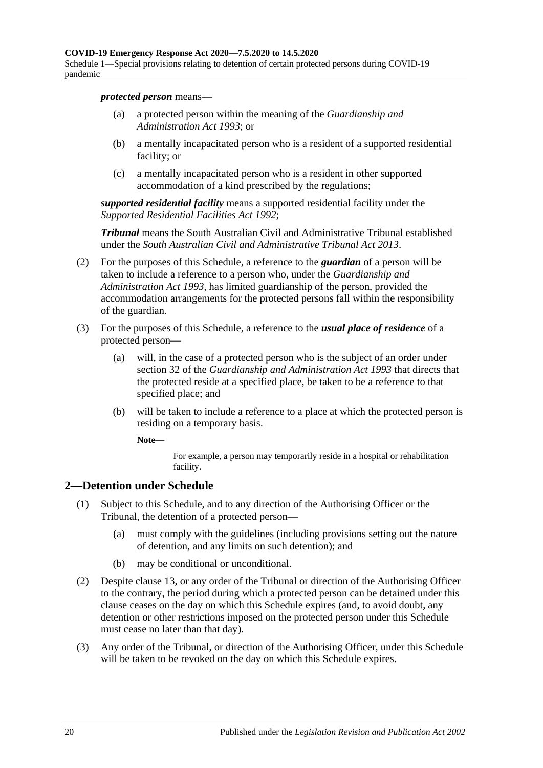***protected person*** means—

- (a) a protected person within the meaning of the *Guardianship and Administration Act 1993*; or
- (b) a mentally incapacitated person who is a resident of a supported residential facility; or
- (c) a mentally incapacitated person who is a resident in other supported accommodation of a kind prescribed by the regulations;

***supported residential facility*** means a supported residential facility under the *Supported Residential Facilities Act 1992*;

***Tribunal*** means the South Australian Civil and Administrative Tribunal established under the *South Australian Civil and Administrative Tribunal Act 2013*.

(2) For the purposes of this Schedule, a reference to the ***guardian*** of a person will be taken to include a reference to a person who, under the *Guardianship and Administration Act 1993*, has limited guardianship of the person, provided the accommodation arrangements for the protected persons fall within the responsibility of the guardian.

(3) For the purposes of this Schedule, a reference to the ***usual place of residence*** of a protected person—

- (a) will, in the case of a protected person who is the subject of an order under section 32 of the *Guardianship and Administration Act 1993* that directs that the protected reside at a specified place, be taken to be a reference to that specified place; and
- (b) will be taken to include a reference to a place at which the protected person is residing on a temporary basis.

**Note—**

For example, a person may temporarily reside in a hospital or rehabilitation facility.

## 2—Detention under Schedule

(1) Subject to this Schedule, and to any direction of the Authorising Officer or the Tribunal, the detention of a protected person—

- (a) must comply with the guidelines (including provisions setting out the nature of detention, and any limits on such detention); and
- (b) may be conditional or unconditional.

(2) Despite clause 13, or any order of the Tribunal or direction of the Authorising Officer to the contrary, the period during which a protected person can be detained under this clause ceases on the day on which this Schedule expires (and, to avoid doubt, any detention or other restrictions imposed on the protected person under this Schedule must cease no later than that day).

(3) Any order of the Tribunal, or direction of the Authorising Officer, under this Schedule will be taken to be revoked on the day on which this Schedule expires.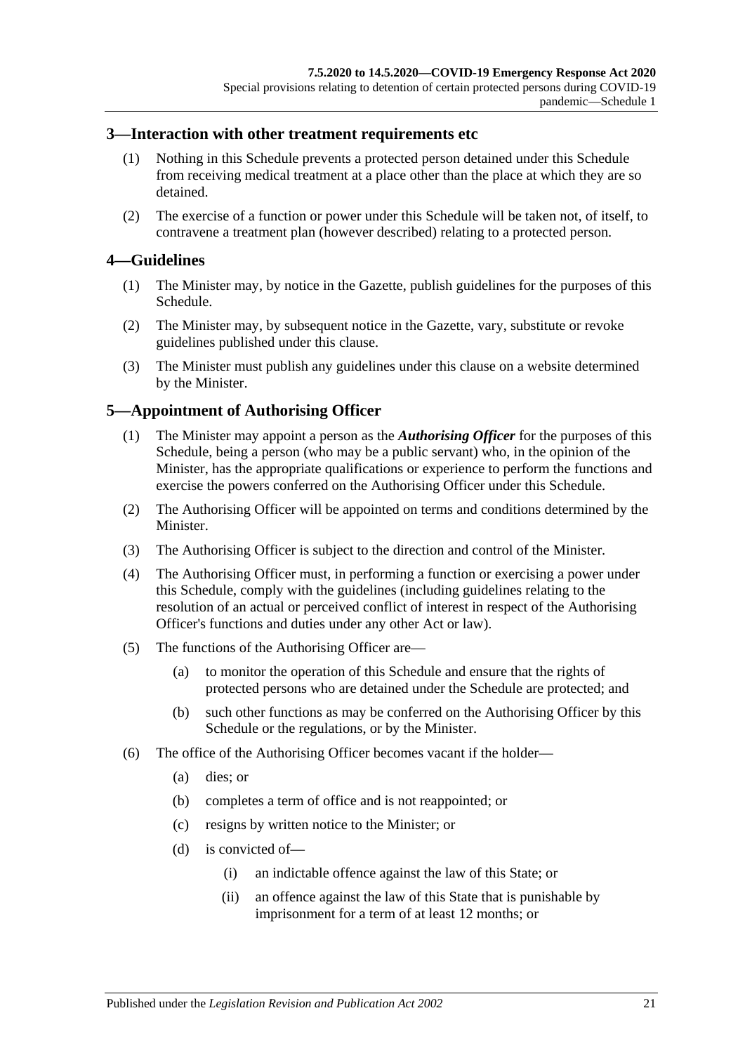## 3—Interaction with other treatment requirements etc

(1) Nothing in this Schedule prevents a protected person detained under this Schedule from receiving medical treatment at a place other than the place at which they are so detained.

(2) The exercise of a function or power under this Schedule will be taken not, of itself, to contravene a treatment plan (however described) relating to a protected person.

## 4—Guidelines

(1) The Minister may, by notice in the Gazette, publish guidelines for the purposes of this Schedule.

(2) The Minister may, by subsequent notice in the Gazette, vary, substitute or revoke guidelines published under this clause.

(3) The Minister must publish any guidelines under this clause on a website determined by the Minister.

## 5—Appointment of Authorising Officer

(1) The Minister may appoint a person as the ***Authorising Officer*** for the purposes of this Schedule, being a person (who may be a public servant) who, in the opinion of the Minister, has the appropriate qualifications or experience to perform the functions and exercise the powers conferred on the Authorising Officer under this Schedule.

(2) The Authorising Officer will be appointed on terms and conditions determined by the Minister.

(3) The Authorising Officer is subject to the direction and control of the Minister.

(4) The Authorising Officer must, in performing a function or exercising a power under this Schedule, comply with the guidelines (including guidelines relating to the resolution of an actual or perceived conflict of interest in respect of the Authorising Officer's functions and duties under any other Act or law).

(5) The functions of the Authorising Officer are—

- (a) to monitor the operation of this Schedule and ensure that the rights of protected persons who are detained under the Schedule are protected; and
- (b) such other functions as may be conferred on the Authorising Officer by this Schedule or the regulations, or by the Minister.

(6) The office of the Authorising Officer becomes vacant if the holder—

- (a) dies; or
- (b) completes a term of office and is not reappointed; or
- (c) resigns by written notice to the Minister; or
- (d) is convicted of—
  - (i) an indictable offence against the law of this State; or
  - (ii) an offence against the law of this State that is punishable by imprisonment for a term of at least 12 months; or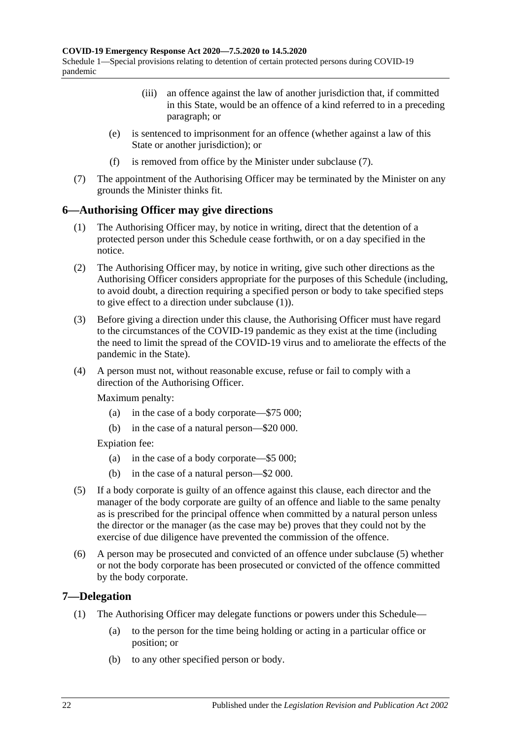(iii) an offence against the law of another jurisdiction that, if committed in this State, would be an offence of a kind referred to in a preceding paragraph; or

(e) is sentenced to imprisonment for an offence (whether against a law of this State or another jurisdiction); or

(f) is removed from office by the Minister under subclause (7).

(7) The appointment of the Authorising Officer may be terminated by the Minister on any grounds the Minister thinks fit.

## 6—Authorising Officer may give directions

(1) The Authorising Officer may, by notice in writing, direct that the detention of a protected person under this Schedule cease forthwith, or on a day specified in the notice.

(2) The Authorising Officer may, by notice in writing, give such other directions as the Authorising Officer considers appropriate for the purposes of this Schedule (including, to avoid doubt, a direction requiring a specified person or body to take specified steps to give effect to a direction under subclause (1)).

(3) Before giving a direction under this clause, the Authorising Officer must have regard to the circumstances of the COVID-19 pandemic as they exist at the time (including the need to limit the spread of the COVID-19 virus and to ameliorate the effects of the pandemic in the State).

(4) A person must not, without reasonable excuse, refuse or fail to comply with a direction of the Authorising Officer.

Maximum penalty:

(a) in the case of a body corporate—$75 000;

(b) in the case of a natural person—$20 000.

Expiation fee:

(a) in the case of a body corporate—$5 000;

(b) in the case of a natural person—$2 000.

(5) If a body corporate is guilty of an offence against this clause, each director and the manager of the body corporate are guilty of an offence and liable to the same penalty as is prescribed for the principal offence when committed by a natural person unless the director or the manager (as the case may be) proves that they could not by the exercise of due diligence have prevented the commission of the offence.

(6) A person may be prosecuted and convicted of an offence under subclause (5) whether or not the body corporate has been prosecuted or convicted of the offence committed by the body corporate.

## 7—Delegation

(1) The Authorising Officer may delegate functions or powers under this Schedule—

(a) to the person for the time being holding or acting in a particular office or position; or

(b) to any other specified person or body.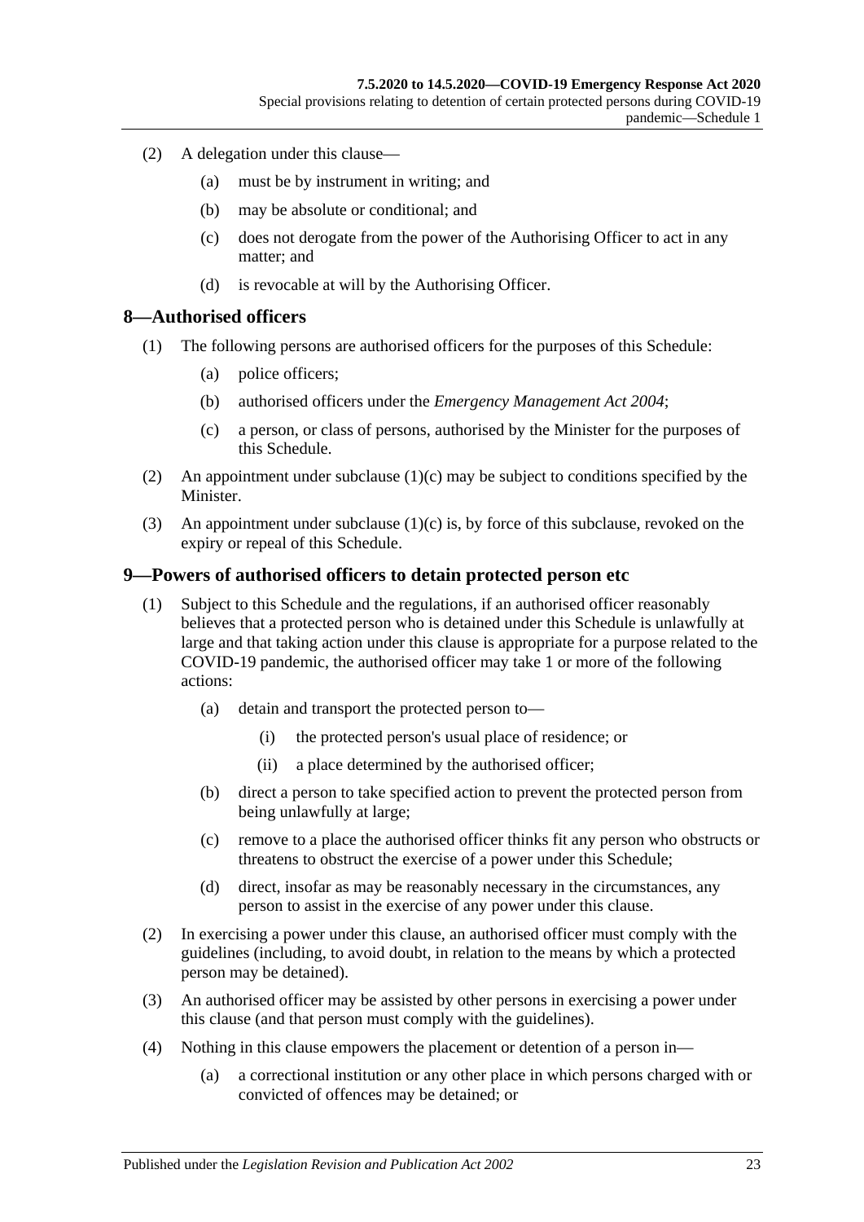(2) A delegation under this clause—

(a) must be by instrument in writing; and

(b) may be absolute or conditional; and

(c) does not derogate from the power of the Authorising Officer to act in any matter; and

(d) is revocable at will by the Authorising Officer.

## 8—Authorised officers

(1) The following persons are authorised officers for the purposes of this Schedule:

(a) police officers;

(b) authorised officers under the *Emergency Management Act 2004*;

(c) a person, or class of persons, authorised by the Minister for the purposes of this Schedule.

(2) An appointment under subclause (1)(c) may be subject to conditions specified by the Minister.

(3) An appointment under subclause (1)(c) is, by force of this subclause, revoked on the expiry or repeal of this Schedule.

## 9—Powers of authorised officers to detain protected person etc

(1) Subject to this Schedule and the regulations, if an authorised officer reasonably believes that a protected person who is detained under this Schedule is unlawfully at large and that taking action under this clause is appropriate for a purpose related to the COVID-19 pandemic, the authorised officer may take 1 or more of the following actions:

(a) detain and transport the protected person to—

(i) the protected person's usual place of residence; or

(ii) a place determined by the authorised officer;

(b) direct a person to take specified action to prevent the protected person from being unlawfully at large;

(c) remove to a place the authorised officer thinks fit any person who obstructs or threatens to obstruct the exercise of a power under this Schedule;

(d) direct, insofar as may be reasonably necessary in the circumstances, any person to assist in the exercise of any power under this clause.

(2) In exercising a power under this clause, an authorised officer must comply with the guidelines (including, to avoid doubt, in relation to the means by which a protected person may be detained).

(3) An authorised officer may be assisted by other persons in exercising a power under this clause (and that person must comply with the guidelines).

(4) Nothing in this clause empowers the placement or detention of a person in—

(a) a correctional institution or any other place in which persons charged with or convicted of offences may be detained; or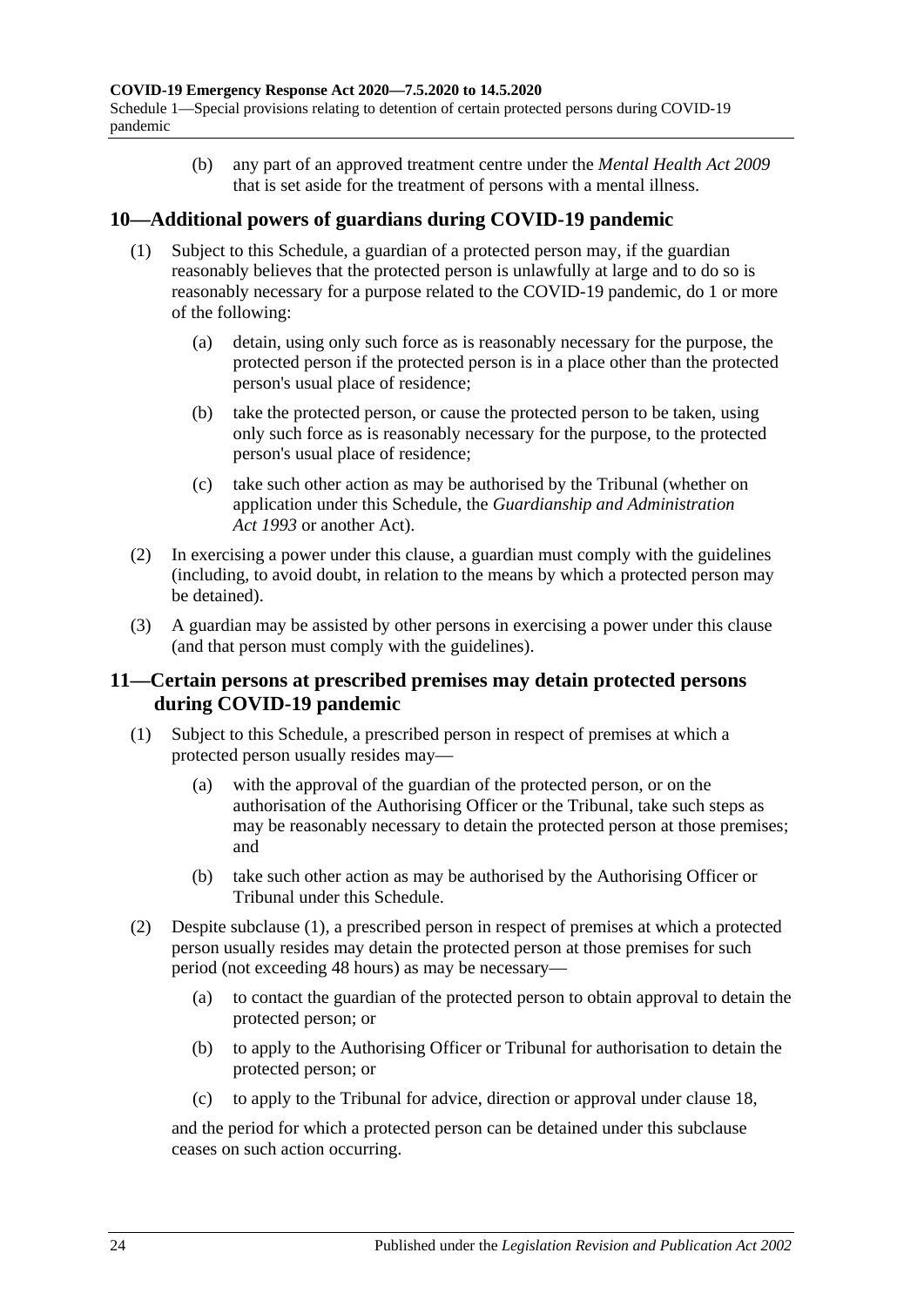(b) any part of an approved treatment centre under the *Mental Health Act 2009* that is set aside for the treatment of persons with a mental illness.

## 10—Additional powers of guardians during COVID-19 pandemic

(1) Subject to this Schedule, a guardian of a protected person may, if the guardian reasonably believes that the protected person is unlawfully at large and to do so is reasonably necessary for a purpose related to the COVID-19 pandemic, do 1 or more of the following:

  (a) detain, using only such force as is reasonably necessary for the purpose, the protected person if the protected person is in a place other than the protected person's usual place of residence;

  (b) take the protected person, or cause the protected person to be taken, using only such force as is reasonably necessary for the purpose, to the protected person's usual place of residence;

  (c) take such other action as may be authorised by the Tribunal (whether on application under this Schedule, the *Guardianship and Administration Act 1993* or another Act).

(2) In exercising a power under this clause, a guardian must comply with the guidelines (including, to avoid doubt, in relation to the means by which a protected person may be detained).

(3) A guardian may be assisted by other persons in exercising a power under this clause (and that person must comply with the guidelines).

## 11—Certain persons at prescribed premises may detain protected persons during COVID-19 pandemic

(1) Subject to this Schedule, a prescribed person in respect of premises at which a protected person usually resides may—

  (a) with the approval of the guardian of the protected person, or on the authorisation of the Authorising Officer or the Tribunal, take such steps as may be reasonably necessary to detain the protected person at those premises; and

  (b) take such other action as may be authorised by the Authorising Officer or Tribunal under this Schedule.

(2) Despite subclause (1), a prescribed person in respect of premises at which a protected person usually resides may detain the protected person at those premises for such period (not exceeding 48 hours) as may be necessary—

  (a) to contact the guardian of the protected person to obtain approval to detain the protected person; or

  (b) to apply to the Authorising Officer or Tribunal for authorisation to detain the protected person; or

  (c) to apply to the Tribunal for advice, direction or approval under clause 18,

and the period for which a protected person can be detained under this subclause ceases on such action occurring.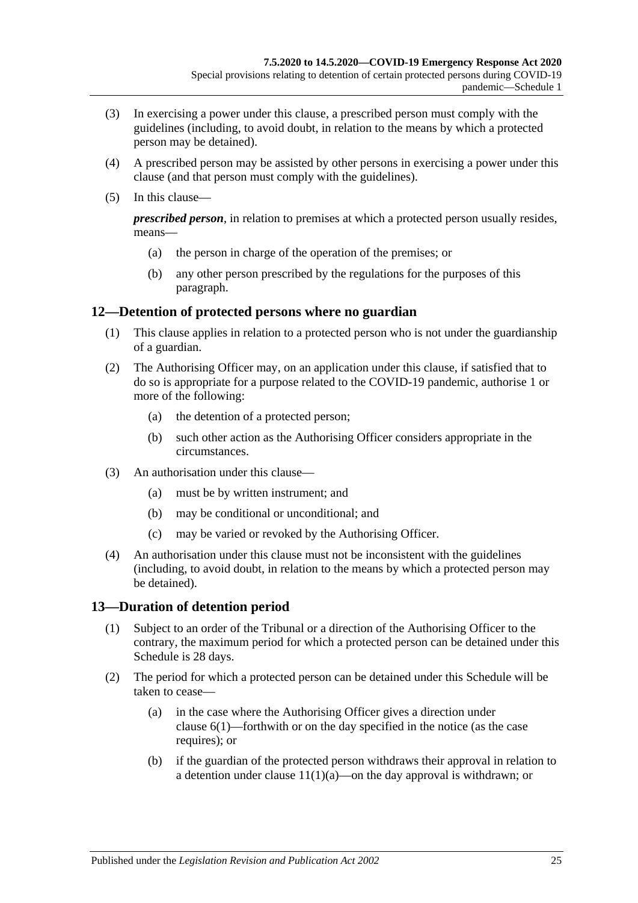(3) In exercising a power under this clause, a prescribed person must comply with the guidelines (including, to avoid doubt, in relation to the means by which a protected person may be detained).

(4) A prescribed person may be assisted by other persons in exercising a power under this clause (and that person must comply with the guidelines).

(5) In this clause—

***prescribed person***, in relation to premises at which a protected person usually resides, means—

- (a) the person in charge of the operation of the premises; or
- (b) any other person prescribed by the regulations for the purposes of this paragraph.

## 12—Detention of protected persons where no guardian

(1) This clause applies in relation to a protected person who is not under the guardianship of a guardian.

(2) The Authorising Officer may, on an application under this clause, if satisfied that to do so is appropriate for a purpose related to the COVID-19 pandemic, authorise 1 or more of the following:

- (a) the detention of a protected person;
- (b) such other action as the Authorising Officer considers appropriate in the circumstances.

(3) An authorisation under this clause—

- (a) must be by written instrument; and
- (b) may be conditional or unconditional; and
- (c) may be varied or revoked by the Authorising Officer.

(4) An authorisation under this clause must not be inconsistent with the guidelines (including, to avoid doubt, in relation to the means by which a protected person may be detained).

## 13—Duration of detention period

(1) Subject to an order of the Tribunal or a direction of the Authorising Officer to the contrary, the maximum period for which a protected person can be detained under this Schedule is 28 days.

(2) The period for which a protected person can be detained under this Schedule will be taken to cease—

- (a) in the case where the Authorising Officer gives a direction under clause 6(1)—forthwith or on the day specified in the notice (as the case requires); or
- (b) if the guardian of the protected person withdraws their approval in relation to a detention under clause 11(1)(a)—on the day approval is withdrawn; or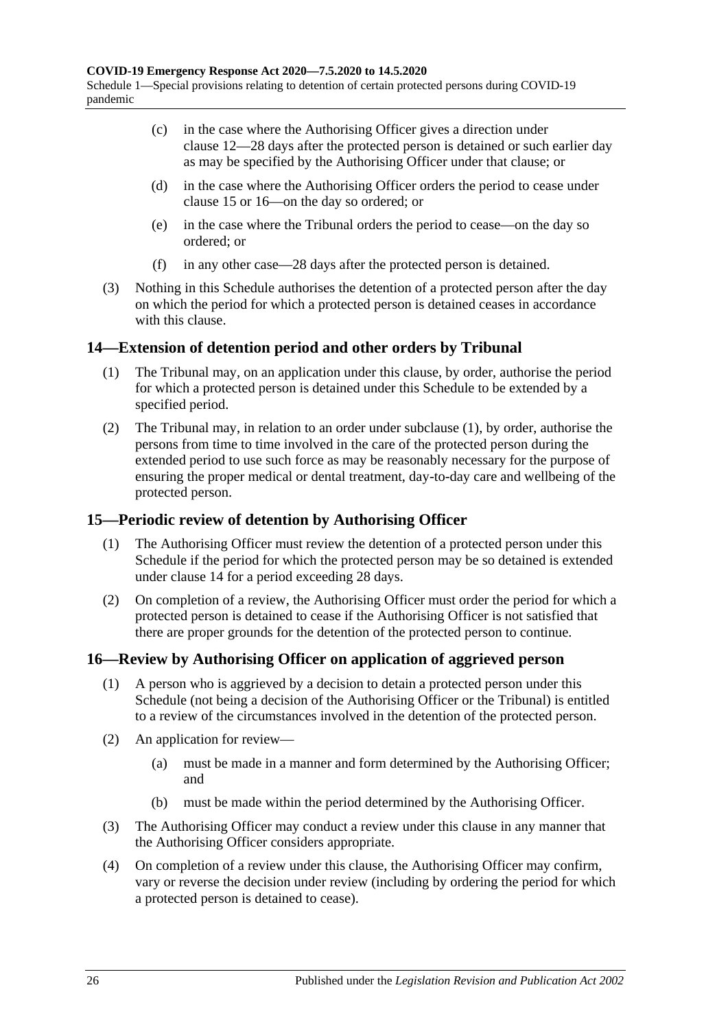(c) in the case where the Authorising Officer gives a direction under clause 12—28 days after the protected person is detained or such earlier day as may be specified by the Authorising Officer under that clause; or

(d) in the case where the Authorising Officer orders the period to cease under clause 15 or 16—on the day so ordered; or

(e) in the case where the Tribunal orders the period to cease—on the day so ordered; or

(f) in any other case—28 days after the protected person is detained.

(3) Nothing in this Schedule authorises the detention of a protected person after the day on which the period for which a protected person is detained ceases in accordance with this clause.

## 14—Extension of detention period and other orders by Tribunal

(1) The Tribunal may, on an application under this clause, by order, authorise the period for which a protected person is detained under this Schedule to be extended by a specified period.

(2) The Tribunal may, in relation to an order under subclause (1), by order, authorise the persons from time to time involved in the care of the protected person during the extended period to use such force as may be reasonably necessary for the purpose of ensuring the proper medical or dental treatment, day-to-day care and wellbeing of the protected person.

## 15—Periodic review of detention by Authorising Officer

(1) The Authorising Officer must review the detention of a protected person under this Schedule if the period for which the protected person may be so detained is extended under clause 14 for a period exceeding 28 days.

(2) On completion of a review, the Authorising Officer must order the period for which a protected person is detained to cease if the Authorising Officer is not satisfied that there are proper grounds for the detention of the protected person to continue.

## 16—Review by Authorising Officer on application of aggrieved person

(1) A person who is aggrieved by a decision to detain a protected person under this Schedule (not being a decision of the Authorising Officer or the Tribunal) is entitled to a review of the circumstances involved in the detention of the protected person.

(2) An application for review—

(a) must be made in a manner and form determined by the Authorising Officer; and

(b) must be made within the period determined by the Authorising Officer.

(3) The Authorising Officer may conduct a review under this clause in any manner that the Authorising Officer considers appropriate.

(4) On completion of a review under this clause, the Authorising Officer may confirm, vary or reverse the decision under review (including by ordering the period for which a protected person is detained to cease).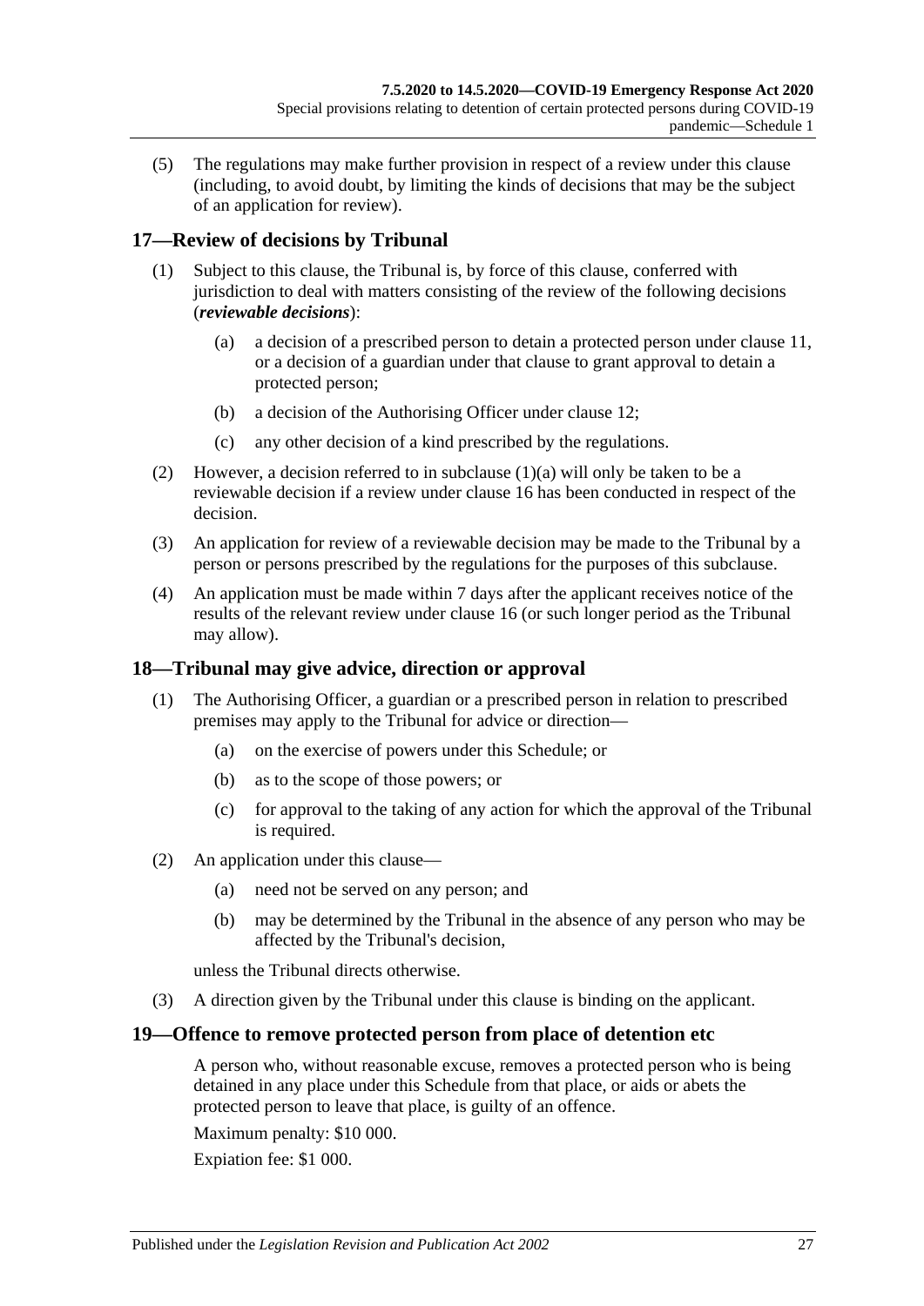(5) The regulations may make further provision in respect of a review under this clause (including, to avoid doubt, by limiting the kinds of decisions that may be the subject of an application for review).

## 17—Review of decisions by Tribunal

(1) Subject to this clause, the Tribunal is, by force of this clause, conferred with jurisdiction to deal with matters consisting of the review of the following decisions (***reviewable decisions***):

(a) a decision of a prescribed person to detain a protected person under clause 11, or a decision of a guardian under that clause to grant approval to detain a protected person;

(b) a decision of the Authorising Officer under clause 12;

(c) any other decision of a kind prescribed by the regulations.

(2) However, a decision referred to in subclause (1)(a) will only be taken to be a reviewable decision if a review under clause 16 has been conducted in respect of the decision.

(3) An application for review of a reviewable decision may be made to the Tribunal by a person or persons prescribed by the regulations for the purposes of this subclause.

(4) An application must be made within 7 days after the applicant receives notice of the results of the relevant review under clause 16 (or such longer period as the Tribunal may allow).

## 18—Tribunal may give advice, direction or approval

(1) The Authorising Officer, a guardian or a prescribed person in relation to prescribed premises may apply to the Tribunal for advice or direction—

(a) on the exercise of powers under this Schedule; or

(b) as to the scope of those powers; or

(c) for approval to the taking of any action for which the approval of the Tribunal is required.

(2) An application under this clause—

(a) need not be served on any person; and

(b) may be determined by the Tribunal in the absence of any person who may be affected by the Tribunal's decision,

unless the Tribunal directs otherwise.

(3) A direction given by the Tribunal under this clause is binding on the applicant.

## 19—Offence to remove protected person from place of detention etc

A person who, without reasonable excuse, removes a protected person who is being detained in any place under this Schedule from that place, or aids or abets the protected person to leave that place, is guilty of an offence.

Maximum penalty: $10 000.

Expiation fee: $1 000.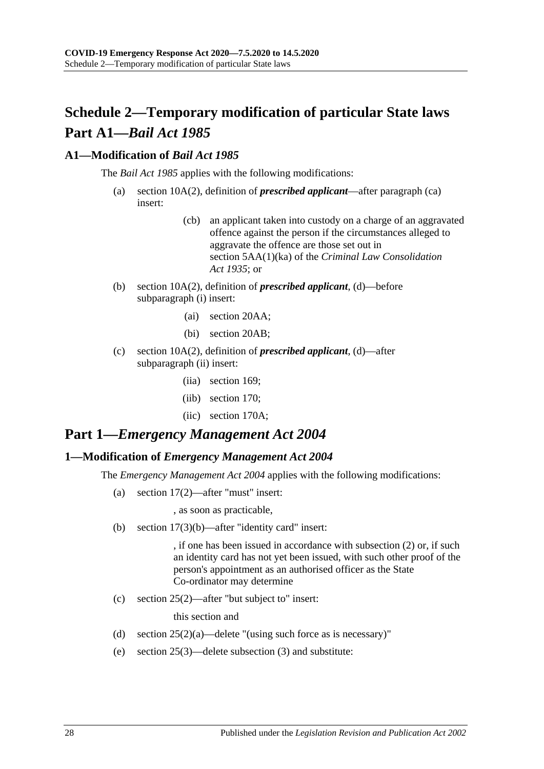# Schedule 2—Temporary modification of particular State laws

# Part A1—*Bail Act 1985*

## A1—Modification of *Bail Act 1985*

The *Bail Act 1985* applies with the following modifications:

(a) section 10A(2), definition of ***prescribed applicant***—after paragraph (ca) insert:

> (cb) an applicant taken into custody on a charge of an aggravated offence against the person if the circumstances alleged to aggravate the offence are those set out in section 5AA(1)(ka) of the *Criminal Law Consolidation Act 1935*; or

(b) section 10A(2), definition of ***prescribed applicant***, (d)—before subparagraph (i) insert:

> (ai) section 20AA;
>
> (bi) section 20AB;

(c) section 10A(2), definition of ***prescribed applicant***, (d)—after subparagraph (ii) insert:

> (iia) section 169;
>
> (iib) section 170;
>
> (iic) section 170A;

# Part 1—*Emergency Management Act 2004*

## 1—Modification of *Emergency Management Act 2004*

The *Emergency Management Act 2004* applies with the following modifications:

(a) section 17(2)—after "must" insert:

> , as soon as practicable,

(b) section 17(3)(b)—after "identity card" insert:

> , if one has been issued in accordance with subsection (2) or, if such an identity card has not yet been issued, with such other proof of the person's appointment as an authorised officer as the State Co-ordinator may determine

(c) section 25(2)—after "but subject to" insert:

> this section and

(d) section 25(2)(a)—delete "(using such force as is necessary)"

(e) section 25(3)—delete subsection (3) and substitute: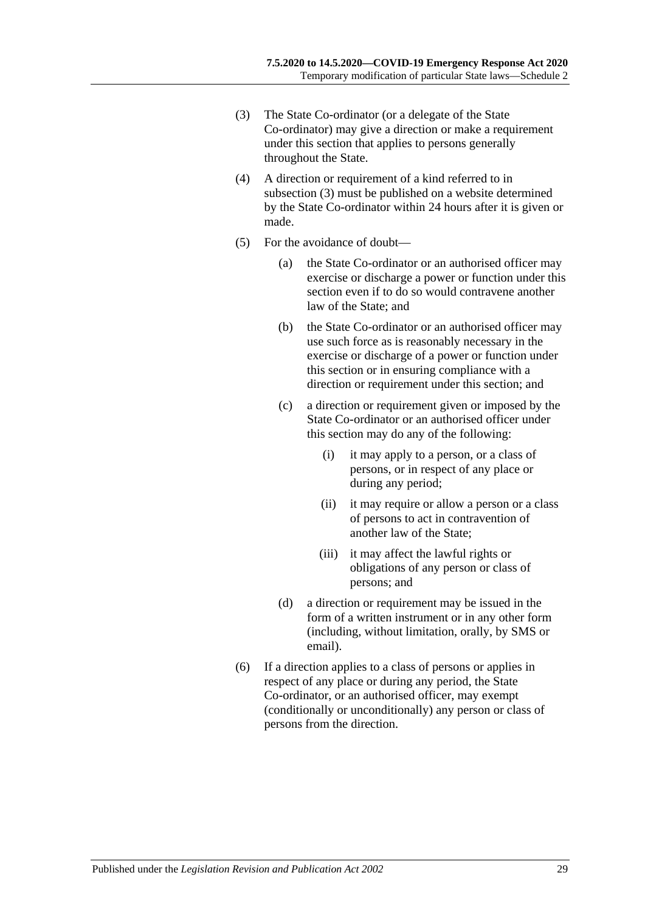(3) The State Co-ordinator (or a delegate of the State Co-ordinator) may give a direction or make a requirement under this section that applies to persons generally throughout the State.

(4) A direction or requirement of a kind referred to in subsection (3) must be published on a website determined by the State Co-ordinator within 24 hours after it is given or made.

(5) For the avoidance of doubt—

- (a) the State Co-ordinator or an authorised officer may exercise or discharge a power or function under this section even if to do so would contravene another law of the State; and
- (b) the State Co-ordinator or an authorised officer may use such force as is reasonably necessary in the exercise or discharge of a power or function under this section or in ensuring compliance with a direction or requirement under this section; and
- (c) a direction or requirement given or imposed by the State Co-ordinator or an authorised officer under this section may do any of the following:
  - (i) it may apply to a person, or a class of persons, or in respect of any place or during any period;
  - (ii) it may require or allow a person or a class of persons to act in contravention of another law of the State;
  - (iii) it may affect the lawful rights or obligations of any person or class of persons; and
- (d) a direction or requirement may be issued in the form of a written instrument or in any other form (including, without limitation, orally, by SMS or email).

(6) If a direction applies to a class of persons or applies in respect of any place or during any period, the State Co-ordinator, or an authorised officer, may exempt (conditionally or unconditionally) any person or class of persons from the direction.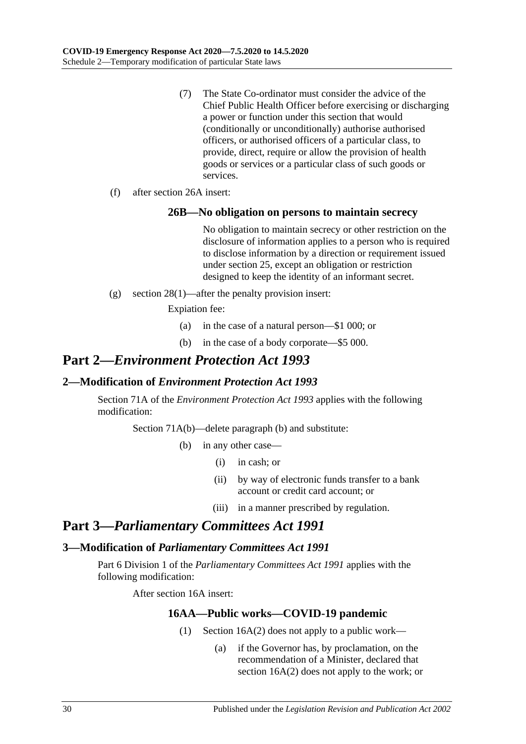(7) The State Co-ordinator must consider the advice of the Chief Public Health Officer before exercising or discharging a power or function under this section that would (conditionally or unconditionally) authorise authorised officers, or authorised officers of a particular class, to provide, direct, require or allow the provision of health goods or services or a particular class of such goods or services.

(f) after section 26A insert:

### 26B—No obligation on persons to maintain secrecy

No obligation to maintain secrecy or other restriction on the disclosure of information applies to a person who is required to disclose information by a direction or requirement issued under section 25, except an obligation or restriction designed to keep the identity of an informant secret.

(g) section 28(1)—after the penalty provision insert:

Expiation fee:

(a) in the case of a natural person—$1 000; or

(b) in the case of a body corporate—$5 000.

# Part 2—*Environment Protection Act 1993*

## 2—Modification of *Environment Protection Act 1993*

Section 71A of the *Environment Protection Act 1993* applies with the following modification:

Section 71A(b)—delete paragraph (b) and substitute:

(b) in any other case—

(i) in cash; or

(ii) by way of electronic funds transfer to a bank account or credit card account; or

(iii) in a manner prescribed by regulation.

# Part 3—*Parliamentary Committees Act 1991*

## 3—Modification of *Parliamentary Committees Act 1991*

Part 6 Division 1 of the *Parliamentary Committees Act 1991* applies with the following modification:

After section 16A insert:

### 16AA—Public works—COVID-19 pandemic

(1) Section 16A(2) does not apply to a public work—

(a) if the Governor has, by proclamation, on the recommendation of a Minister, declared that section 16A(2) does not apply to the work; or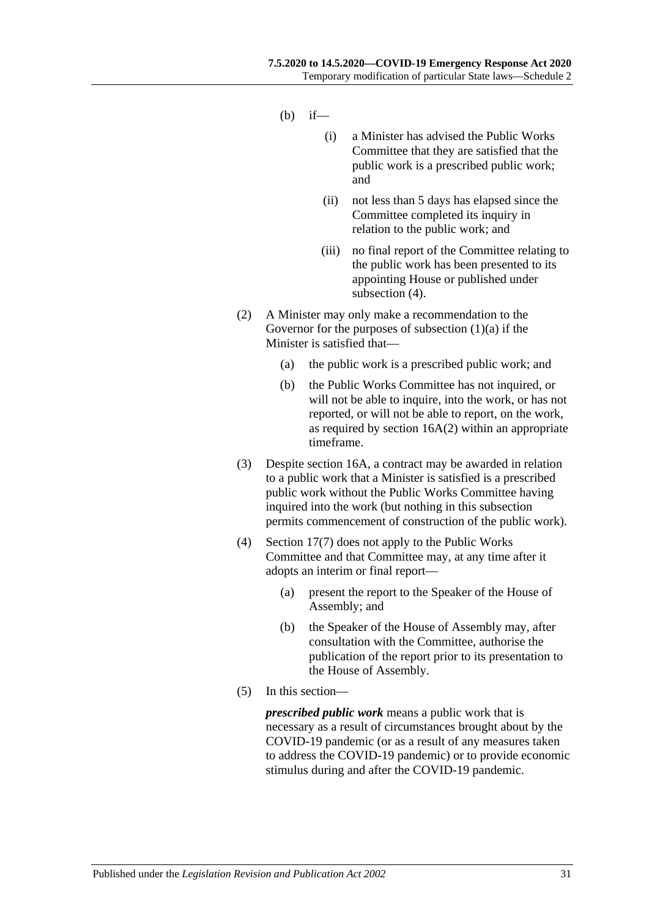(b) if—

(i) a Minister has advised the Public Works Committee that they are satisfied that the public work is a prescribed public work; and

(ii) not less than 5 days has elapsed since the Committee completed its inquiry in relation to the public work; and

(iii) no final report of the Committee relating to the public work has been presented to its appointing House or published under subsection (4).

(2) A Minister may only make a recommendation to the Governor for the purposes of subsection (1)(a) if the Minister is satisfied that—

(a) the public work is a prescribed public work; and

(b) the Public Works Committee has not inquired, or will not be able to inquire, into the work, or has not reported, or will not be able to report, on the work, as required by section 16A(2) within an appropriate timeframe.

(3) Despite section 16A, a contract may be awarded in relation to a public work that a Minister is satisfied is a prescribed public work without the Public Works Committee having inquired into the work (but nothing in this subsection permits commencement of construction of the public work).

(4) Section 17(7) does not apply to the Public Works Committee and that Committee may, at any time after it adopts an interim or final report—

(a) present the report to the Speaker of the House of Assembly; and

(b) the Speaker of the House of Assembly may, after consultation with the Committee, authorise the publication of the report prior to its presentation to the House of Assembly.

(5) In this section—

***prescribed public work*** means a public work that is necessary as a result of circumstances brought about by the COVID-19 pandemic (or as a result of any measures taken to address the COVID-19 pandemic) or to provide economic stimulus during and after the COVID-19 pandemic.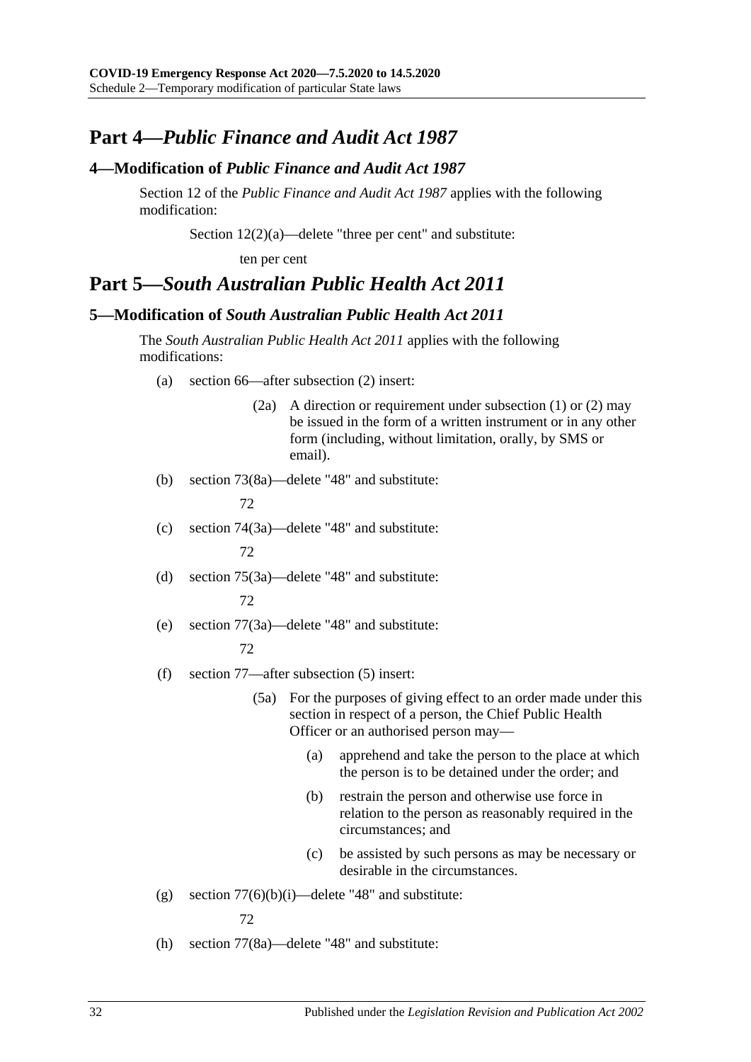# Part 4—*Public Finance and Audit Act 1987*

## 4—Modification of *Public Finance and Audit Act 1987*

Section 12 of the *Public Finance and Audit Act 1987* applies with the following modification:

Section 12(2)(a)—delete "three per cent" and substitute:

ten per cent

# Part 5—*South Australian Public Health Act 2011*

## 5—Modification of *South Australian Public Health Act 2011*

The *South Australian Public Health Act 2011* applies with the following modifications:

(a) section 66—after subsection (2) insert:

(2a) A direction or requirement under subsection (1) or (2) may be issued in the form of a written instrument or in any other form (including, without limitation, orally, by SMS or email).

(b) section 73(8a)—delete "48" and substitute:

72

(c) section 74(3a)—delete "48" and substitute:

72

(d) section 75(3a)—delete "48" and substitute:

72

(e) section 77(3a)—delete "48" and substitute:

72

(f) section 77—after subsection (5) insert:

(5a) For the purposes of giving effect to an order made under this section in respect of a person, the Chief Public Health Officer or an authorised person may—

(a) apprehend and take the person to the place at which the person is to be detained under the order; and

(b) restrain the person and otherwise use force in relation to the person as reasonably required in the circumstances; and

(c) be assisted by such persons as may be necessary or desirable in the circumstances.

(g) section 77(6)(b)(i)—delete "48" and substitute:

72

(h) section 77(8a)—delete "48" and substitute: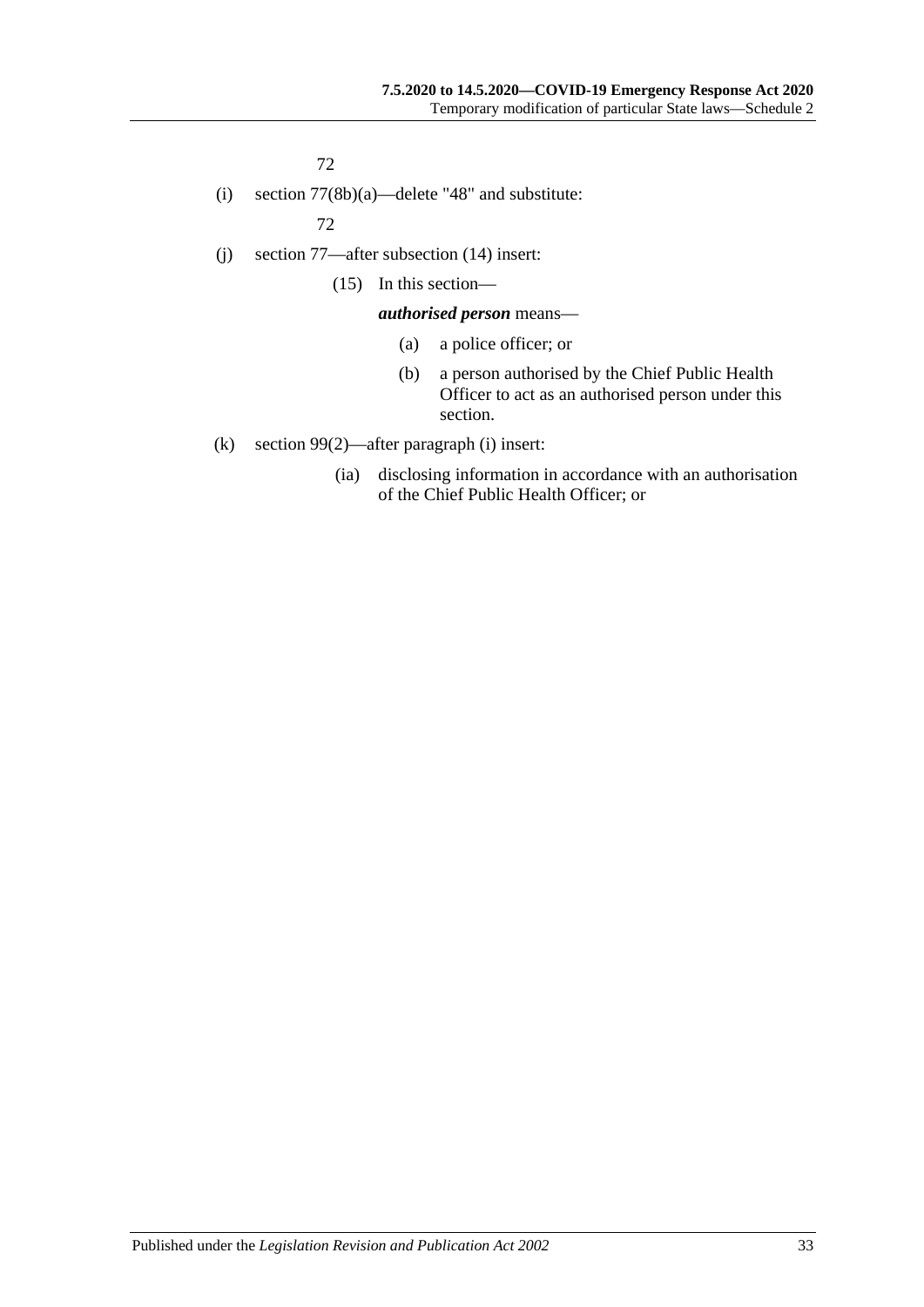72

(i) section 77(8b)(a)—delete "48" and substitute:

72

(j) section 77—after subsection (14) insert:

(15) In this section—

***authorised person*** means—

(a) a police officer; or

(b) a person authorised by the Chief Public Health Officer to act as an authorised person under this section.

(k) section 99(2)—after paragraph (i) insert:

(ia) disclosing information in accordance with an authorisation of the Chief Public Health Officer; or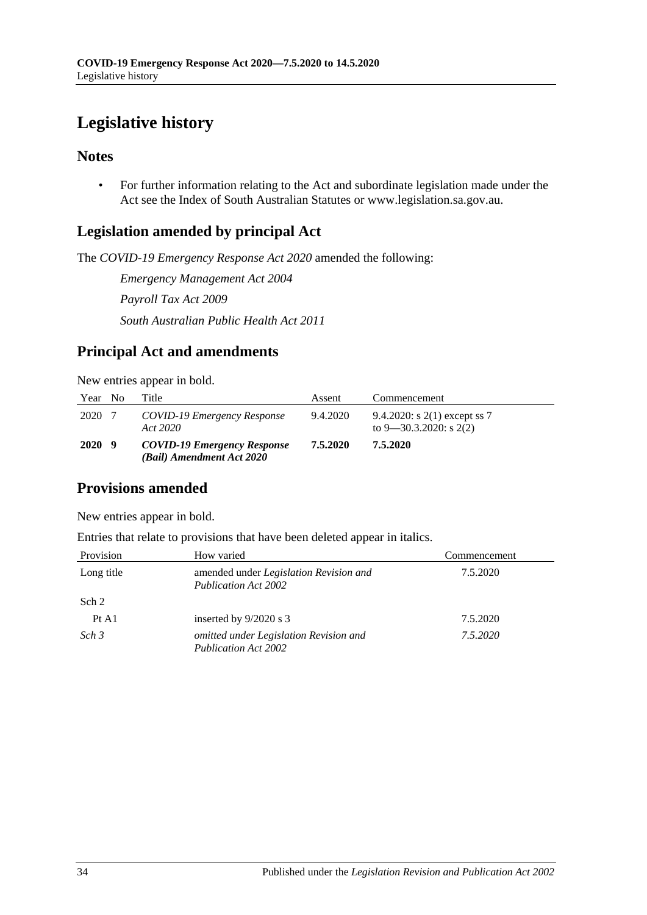# Legislative history

## Notes

- For further information relating to the Act and subordinate legislation made under the Act see the Index of South Australian Statutes or www.legislation.sa.gov.au.

## Legislation amended by principal Act

The *COVID-19 Emergency Response Act 2020* amended the following:

*Emergency Management Act 2004*

*Payroll Tax Act 2009*

*South Australian Public Health Act 2011*

## Principal Act and amendments

New entries appear in bold.

| Year | No | Title | Assent | Commencement |
|---|---|---|---|---|
| 2020 | 7 | *COVID-19 Emergency Response Act 2020* | 9.4.2020 | 9.4.2020: s 2(1) except ss 7 to 9—30.3.2020: s 2(2) |
| **2020** | **9** | ***COVID-19 Emergency Response (Bail) Amendment Act 2020*** | **7.5.2020** | **7.5.2020** |

## Provisions amended

New entries appear in bold.

Entries that relate to provisions that have been deleted appear in italics.

| Provision | How varied | Commencement |
|---|---|---|
| Long title | amended under *Legislation Revision and Publication Act 2002* | 7.5.2020 |
| Sch 2 | | |
| Pt A1 | inserted by 9/2020 s 3 | 7.5.2020 |
| *Sch 3* | *omitted under Legislation Revision and Publication Act 2002* | *7.5.2020* |